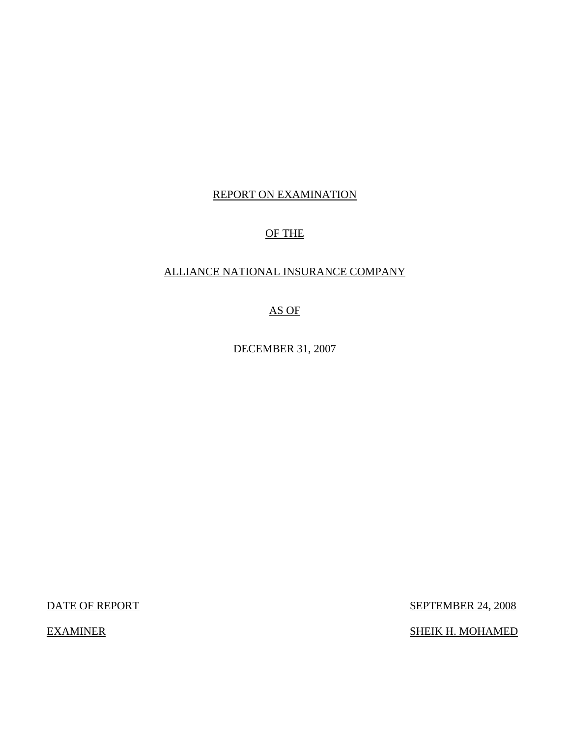REPORT ON EXAMINATION

OF THE

ALLIANCE NATIONAL INSURANCE COMPANY

AS OF

DECEMBER 31, 2007

DATE OF REPORT SEPTEMBER 24, 2008

EXAMINER SHEIK H. MOHAMED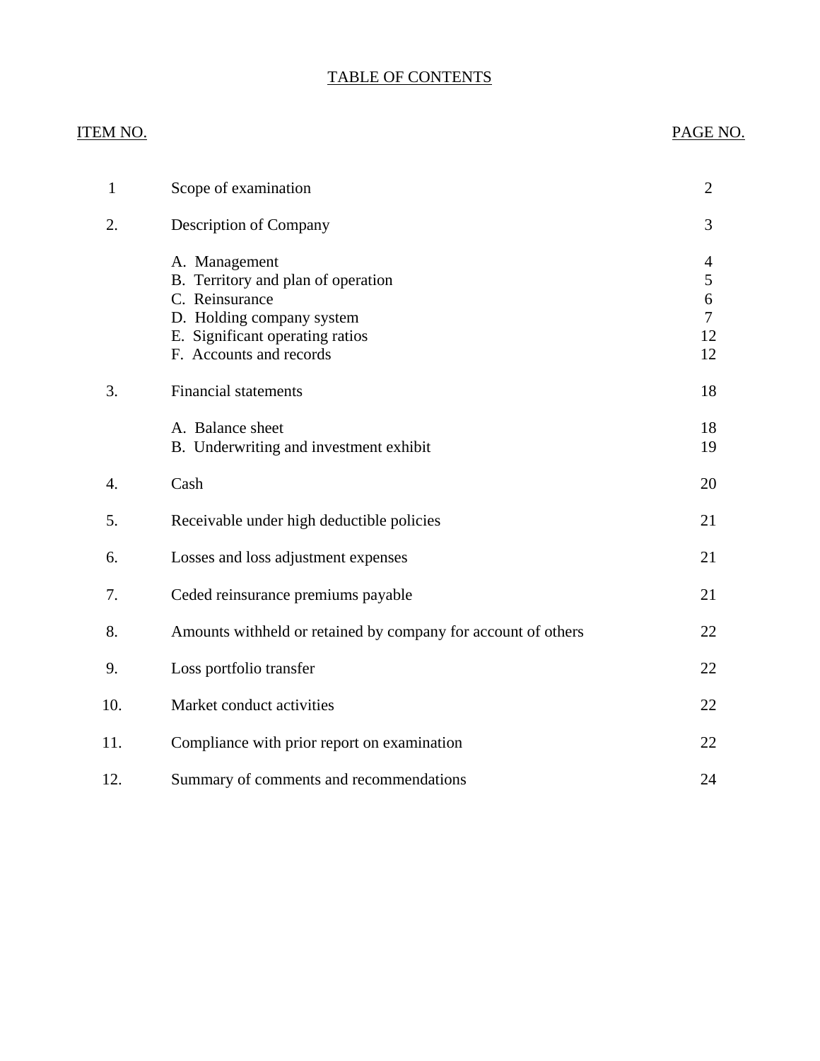# TABLE OF CONTENTS

| ITEM NO. | | PAGE NO. |
|---|---|---|
| 1 | Scope of examination | 2 |
| 2. | Description of Company | 3 |
| | A. Management | 4 |
| | B. Territory and plan of operation | 5 |
| | C. Reinsurance | 6 |
| | D. Holding company system | 7 |
| | E. Significant operating ratios | 12 |
| | F. Accounts and records | 12 |
| 3. | Financial statements | 18 |
| | A. Balance sheet | 18 |
| | B. Underwriting and investment exhibit | 19 |
| 4. | Cash | 20 |
| 5. | Receivable under high deductible policies | 21 |
| 6. | Losses and loss adjustment expenses | 21 |
| 7. | Ceded reinsurance premiums payable | 21 |
| 8. | Amounts withheld or retained by company for account of others | 22 |
| 9. | Loss portfolio transfer | 22 |
| 10. | Market conduct activities | 22 |
| 11. | Compliance with prior report on examination | 22 |
| 12. | Summary of comments and recommendations | 24 |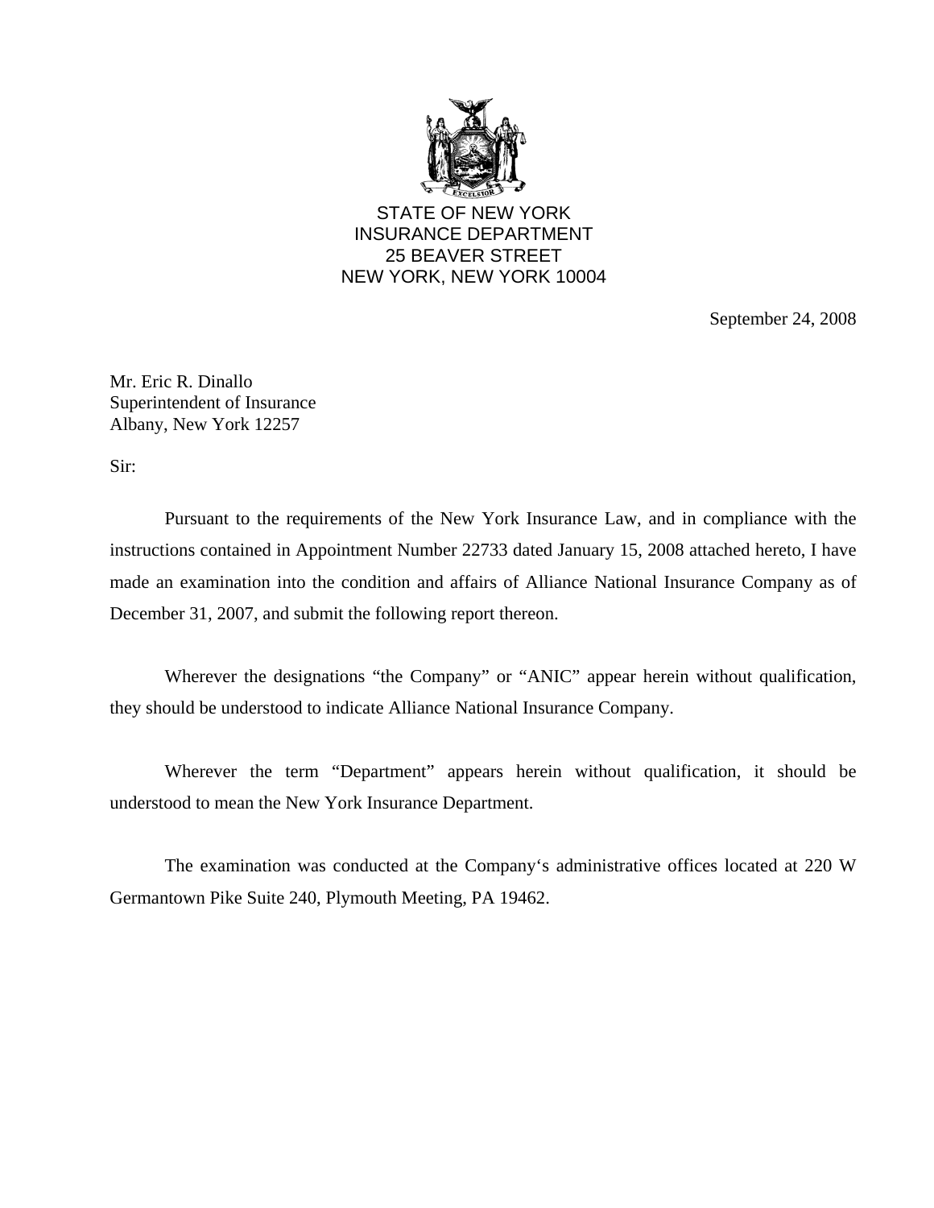STATE OF NEW YORK
INSURANCE DEPARTMENT
25 BEAVER STREET
NEW YORK, NEW YORK 10004

September 24, 2008

Mr. Eric R. Dinallo
Superintendent of Insurance
Albany, New York 12257

Sir:

Pursuant to the requirements of the New York Insurance Law, and in compliance with the instructions contained in Appointment Number 22733 dated January 15, 2008 attached hereto, I have made an examination into the condition and affairs of Alliance National Insurance Company as of December 31, 2007, and submit the following report thereon.

Wherever the designations "the Company" or "ANIC" appear herein without qualification, they should be understood to indicate Alliance National Insurance Company.

Wherever the term "Department" appears herein without qualification, it should be understood to mean the New York Insurance Department.

The examination was conducted at the Company's administrative offices located at 220 W Germantown Pike Suite 240, Plymouth Meeting, PA 19462.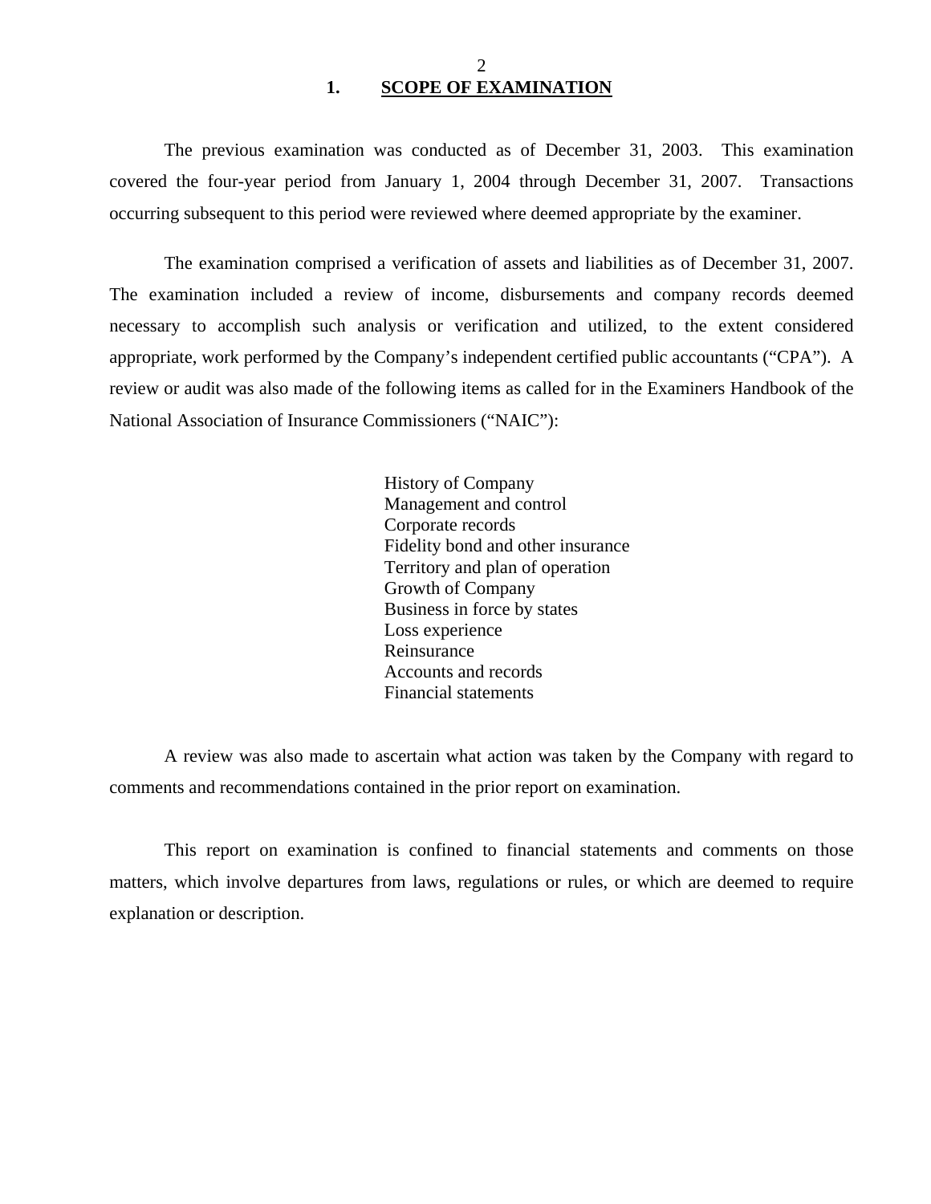## 1. SCOPE OF EXAMINATION

The previous examination was conducted as of December 31, 2003. This examination covered the four-year period from January 1, 2004 through December 31, 2007. Transactions occurring subsequent to this period were reviewed where deemed appropriate by the examiner.

The examination comprised a verification of assets and liabilities as of December 31, 2007. The examination included a review of income, disbursements and company records deemed necessary to accomplish such analysis or verification and utilized, to the extent considered appropriate, work performed by the Company's independent certified public accountants ("CPA"). A review or audit was also made of the following items as called for in the Examiners Handbook of the National Association of Insurance Commissioners ("NAIC"):

History of Company
Management and control
Corporate records
Fidelity bond and other insurance
Territory and plan of operation
Growth of Company
Business in force by states
Loss experience
Reinsurance
Accounts and records
Financial statements

A review was also made to ascertain what action was taken by the Company with regard to comments and recommendations contained in the prior report on examination.

This report on examination is confined to financial statements and comments on those matters, which involve departures from laws, regulations or rules, or which are deemed to require explanation or description.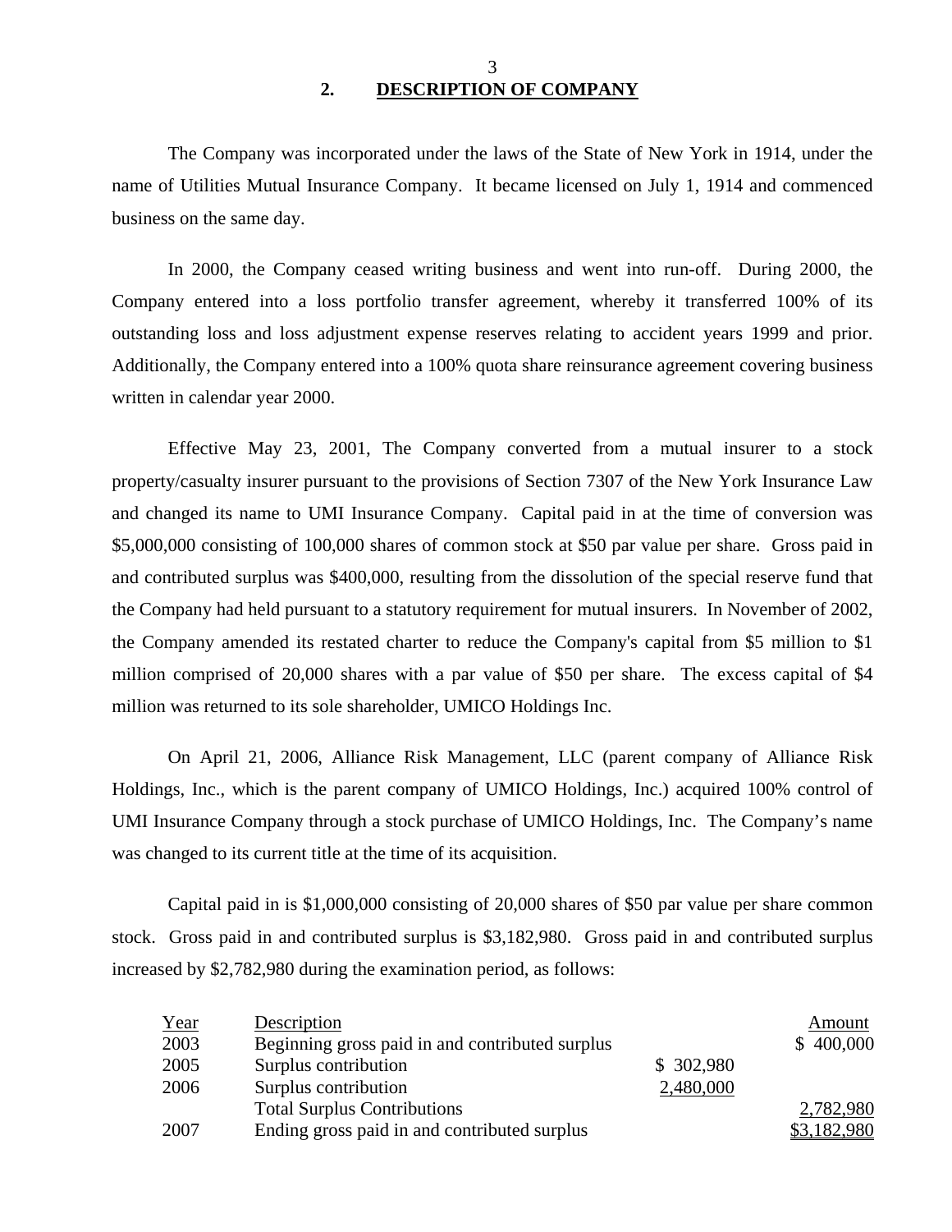## 2. DESCRIPTION OF COMPANY

The Company was incorporated under the laws of the State of New York in 1914, under the name of Utilities Mutual Insurance Company. It became licensed on July 1, 1914 and commenced business on the same day.

In 2000, the Company ceased writing business and went into run-off. During 2000, the Company entered into a loss portfolio transfer agreement, whereby it transferred 100% of its outstanding loss and loss adjustment expense reserves relating to accident years 1999 and prior. Additionally, the Company entered into a 100% quota share reinsurance agreement covering business written in calendar year 2000.

Effective May 23, 2001, The Company converted from a mutual insurer to a stock property/casualty insurer pursuant to the provisions of Section 7307 of the New York Insurance Law and changed its name to UMI Insurance Company. Capital paid in at the time of conversion was $5,000,000 consisting of 100,000 shares of common stock at $50 par value per share. Gross paid in and contributed surplus was $400,000, resulting from the dissolution of the special reserve fund that the Company had held pursuant to a statutory requirement for mutual insurers. In November of 2002, the Company amended its restated charter to reduce the Company's capital from $5 million to $1 million comprised of 20,000 shares with a par value of $50 per share. The excess capital of $4 million was returned to its sole shareholder, UMICO Holdings Inc.

On April 21, 2006, Alliance Risk Management, LLC (parent company of Alliance Risk Holdings, Inc., which is the parent company of UMICO Holdings, Inc.) acquired 100% control of UMI Insurance Company through a stock purchase of UMICO Holdings, Inc. The Company's name was changed to its current title at the time of its acquisition.

Capital paid in is $1,000,000 consisting of 20,000 shares of $50 par value per share common stock. Gross paid in and contributed surplus is $3,182,980. Gross paid in and contributed surplus increased by $2,782,980 during the examination period, as follows:

| Year | Description | | Amount |
|---|---|---|---|
| 2003 | Beginning gross paid in and contributed surplus | | $ 400,000 |
| 2005 | Surplus contribution | $ 302,980 | |
| 2006 | Surplus contribution | 2,480,000 | |
| | Total Surplus Contributions | | 2,782,980 |
| 2007 | Ending gross paid in and contributed surplus | | $3,182,980 |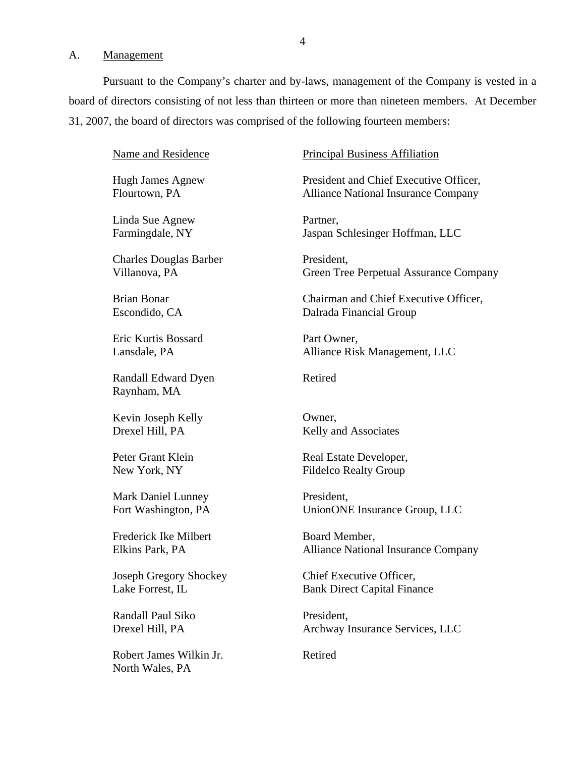A. Management

Pursuant to the Company's charter and by-laws, management of the Company is vested in a board of directors consisting of not less than thirteen or more than nineteen members. At December 31, 2007, the board of directors was comprised of the following fourteen members:

| Name and Residence | Principal Business Affiliation |
|---|---|
| Hugh James Agnew<br>Flourtown, PA | President and Chief Executive Officer,<br>Alliance National Insurance Company |
| Linda Sue Agnew<br>Farmingdale, NY | Partner,<br>Jaspan Schlesinger Hoffman, LLC |
| Charles Douglas Barber<br>Villanova, PA | President,<br>Green Tree Perpetual Assurance Company |
| Brian Bonar<br>Escondido, CA | Chairman and Chief Executive Officer,<br>Dalrada Financial Group |
| Eric Kurtis Bossard<br>Lansdale, PA | Part Owner,<br>Alliance Risk Management, LLC |
| Randall Edward Dyen<br>Raynham, MA | Retired |
| Kevin Joseph Kelly<br>Drexel Hill, PA | Owner,<br>Kelly and Associates |
| Peter Grant Klein<br>New York, NY | Real Estate Developer,<br>Fildelco Realty Group |
| Mark Daniel Lunney<br>Fort Washington, PA | President,<br>UnionONE Insurance Group, LLC |
| Frederick Ike Milbert<br>Elkins Park, PA | Board Member,<br>Alliance National Insurance Company |
| Joseph Gregory Shockey<br>Lake Forrest, IL | Chief Executive Officer,<br>Bank Direct Capital Finance |
| Randall Paul Siko<br>Drexel Hill, PA | President,<br>Archway Insurance Services, LLC |
| Robert James Wilkin Jr.<br>North Wales, PA | Retired |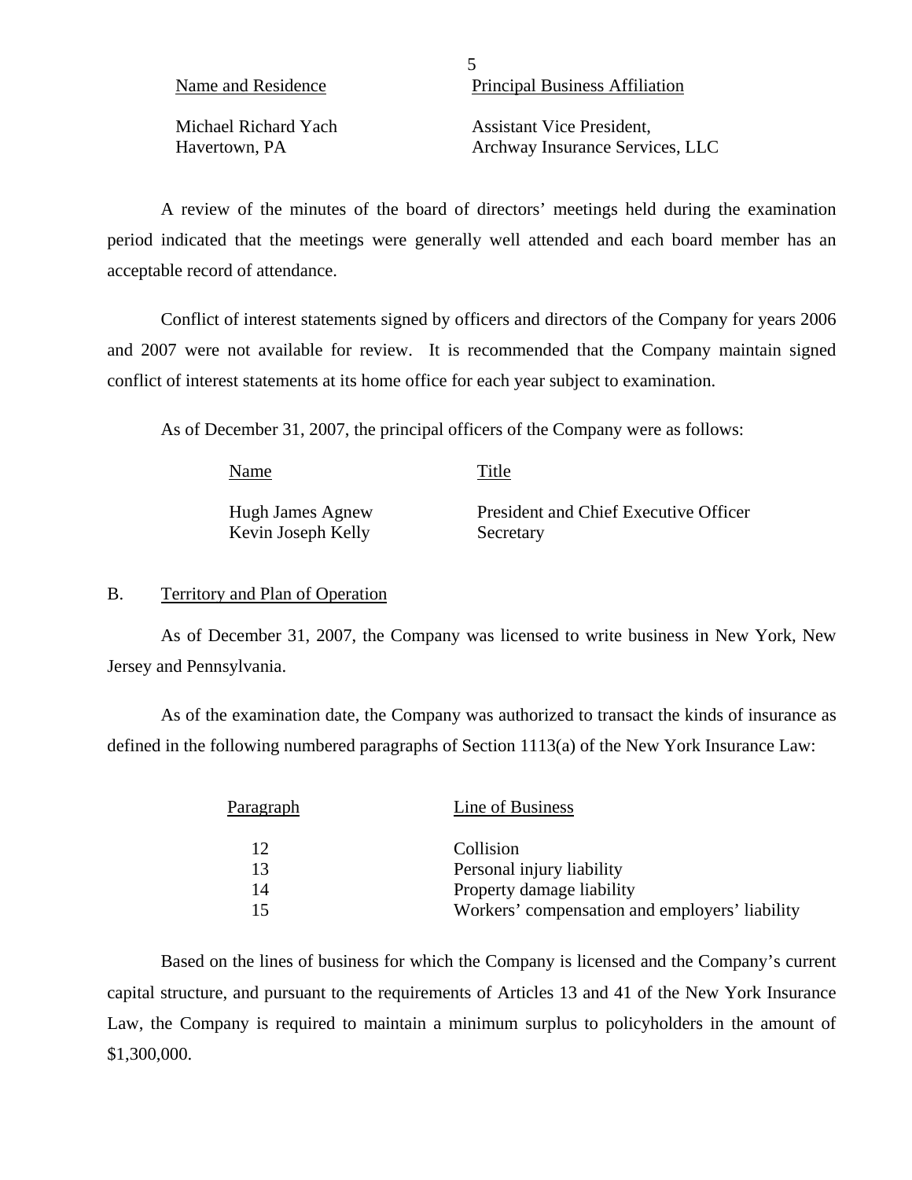| Name and Residence | Principal Business Affiliation |
|---|---|
| Michael Richard Yach<br>Havertown, PA | Assistant Vice President,<br>Archway Insurance Services, LLC |

A review of the minutes of the board of directors' meetings held during the examination period indicated that the meetings were generally well attended and each board member has an acceptable record of attendance.

Conflict of interest statements signed by officers and directors of the Company for years 2006 and 2007 were not available for review. It is recommended that the Company maintain signed conflict of interest statements at its home office for each year subject to examination.

As of December 31, 2007, the principal officers of the Company were as follows:

| Name | Title |
|---|---|
| Hugh James Agnew | President and Chief Executive Officer |
| Kevin Joseph Kelly | Secretary |

## B. Territory and Plan of Operation

As of December 31, 2007, the Company was licensed to write business in New York, New Jersey and Pennsylvania.

As of the examination date, the Company was authorized to transact the kinds of insurance as defined in the following numbered paragraphs of Section 1113(a) of the New York Insurance Law:

| Paragraph | Line of Business |
|---|---|
| 12 | Collision |
| 13 | Personal injury liability |
| 14 | Property damage liability |
| 15 | Workers' compensation and employers' liability |

Based on the lines of business for which the Company is licensed and the Company's current capital structure, and pursuant to the requirements of Articles 13 and 41 of the New York Insurance Law, the Company is required to maintain a minimum surplus to policyholders in the amount of $1,300,000.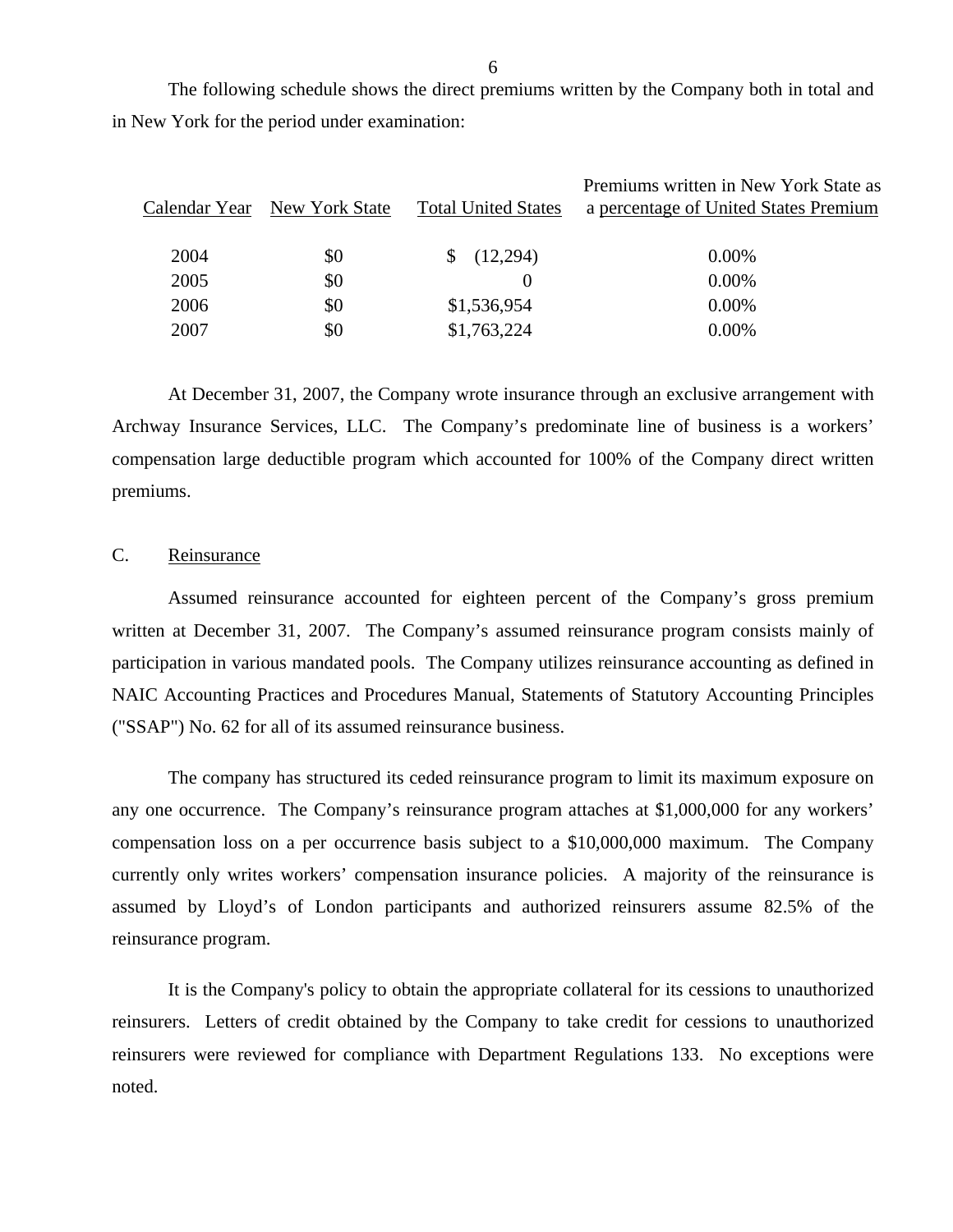The following schedule shows the direct premiums written by the Company both in total and in New York for the period under examination:

| Calendar Year | New York State | Total United States | Premiums written in New York State as a percentage of United States Premium |
|---|---|---|---|
| 2004 | $0 | $ (12,294) | 0.00% |
| 2005 | $0 | 0 | 0.00% |
| 2006 | $0 | $1,536,954 | 0.00% |
| 2007 | $0 | $1,763,224 | 0.00% |

At December 31, 2007, the Company wrote insurance through an exclusive arrangement with Archway Insurance Services, LLC. The Company's predominate line of business is a workers' compensation large deductible program which accounted for 100% of the Company direct written premiums.

C. Reinsurance

Assumed reinsurance accounted for eighteen percent of the Company's gross premium written at December 31, 2007. The Company's assumed reinsurance program consists mainly of participation in various mandated pools. The Company utilizes reinsurance accounting as defined in NAIC Accounting Practices and Procedures Manual, Statements of Statutory Accounting Principles ("SSAP") No. 62 for all of its assumed reinsurance business.

The company has structured its ceded reinsurance program to limit its maximum exposure on any one occurrence. The Company's reinsurance program attaches at $1,000,000 for any workers' compensation loss on a per occurrence basis subject to a $10,000,000 maximum. The Company currently only writes workers' compensation insurance policies. A majority of the reinsurance is assumed by Lloyd's of London participants and authorized reinsurers assume 82.5% of the reinsurance program.

It is the Company's policy to obtain the appropriate collateral for its cessions to unauthorized reinsurers. Letters of credit obtained by the Company to take credit for cessions to unauthorized reinsurers were reviewed for compliance with Department Regulations 133. No exceptions were noted.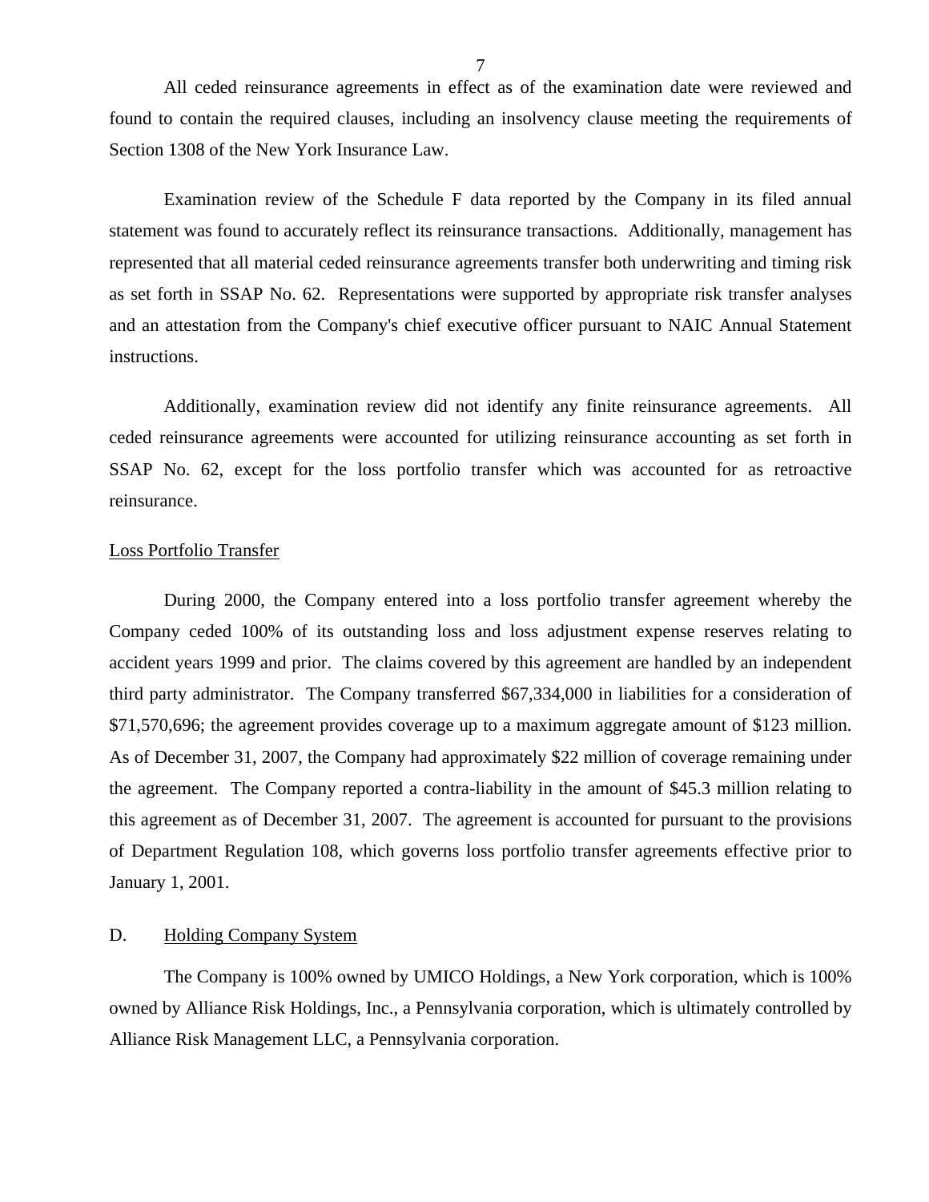All ceded reinsurance agreements in effect as of the examination date were reviewed and found to contain the required clauses, including an insolvency clause meeting the requirements of Section 1308 of the New York Insurance Law.

Examination review of the Schedule F data reported by the Company in its filed annual statement was found to accurately reflect its reinsurance transactions. Additionally, management has represented that all material ceded reinsurance agreements transfer both underwriting and timing risk as set forth in SSAP No. 62. Representations were supported by appropriate risk transfer analyses and an attestation from the Company's chief executive officer pursuant to NAIC Annual Statement instructions.

Additionally, examination review did not identify any finite reinsurance agreements. All ceded reinsurance agreements were accounted for utilizing reinsurance accounting as set forth in SSAP No. 62, except for the loss portfolio transfer which was accounted for as retroactive reinsurance.

Loss Portfolio Transfer

During 2000, the Company entered into a loss portfolio transfer agreement whereby the Company ceded 100% of its outstanding loss and loss adjustment expense reserves relating to accident years 1999 and prior. The claims covered by this agreement are handled by an independent third party administrator. The Company transferred $67,334,000 in liabilities for a consideration of $71,570,696; the agreement provides coverage up to a maximum aggregate amount of $123 million. As of December 31, 2007, the Company had approximately $22 million of coverage remaining under the agreement. The Company reported a contra-liability in the amount of $45.3 million relating to this agreement as of December 31, 2007. The agreement is accounted for pursuant to the provisions of Department Regulation 108, which governs loss portfolio transfer agreements effective prior to January 1, 2001.

## D. Holding Company System

The Company is 100% owned by UMICO Holdings, a New York corporation, which is 100% owned by Alliance Risk Holdings, Inc., a Pennsylvania corporation, which is ultimately controlled by Alliance Risk Management LLC, a Pennsylvania corporation.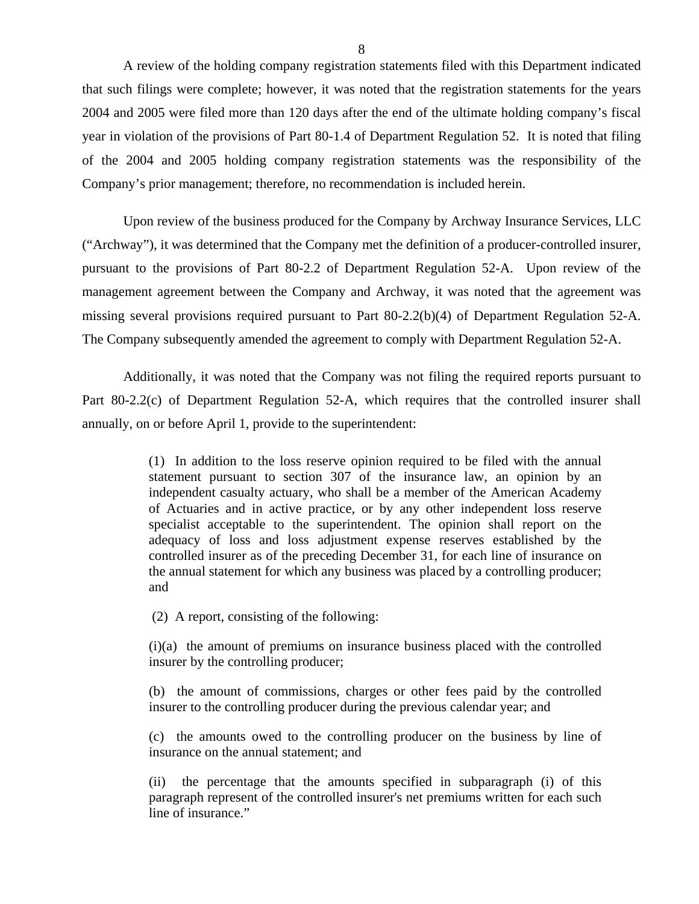A review of the holding company registration statements filed with this Department indicated that such filings were complete; however, it was noted that the registration statements for the years 2004 and 2005 were filed more than 120 days after the end of the ultimate holding company's fiscal year in violation of the provisions of Part 80-1.4 of Department Regulation 52. It is noted that filing of the 2004 and 2005 holding company registration statements was the responsibility of the Company's prior management; therefore, no recommendation is included herein.

Upon review of the business produced for the Company by Archway Insurance Services, LLC ("Archway"), it was determined that the Company met the definition of a producer-controlled insurer, pursuant to the provisions of Part 80-2.2 of Department Regulation 52-A. Upon review of the management agreement between the Company and Archway, it was noted that the agreement was missing several provisions required pursuant to Part 80-2.2(b)(4) of Department Regulation 52-A. The Company subsequently amended the agreement to comply with Department Regulation 52-A.

Additionally, it was noted that the Company was not filing the required reports pursuant to Part 80-2.2(c) of Department Regulation 52-A, which requires that the controlled insurer shall annually, on or before April 1, provide to the superintendent:

> (1) In addition to the loss reserve opinion required to be filed with the annual statement pursuant to section 307 of the insurance law, an opinion by an independent casualty actuary, who shall be a member of the American Academy of Actuaries and in active practice, or by any other independent loss reserve specialist acceptable to the superintendent. The opinion shall report on the adequacy of loss and loss adjustment expense reserves established by the controlled insurer as of the preceding December 31, for each line of insurance on the annual statement for which any business was placed by a controlling producer; and
>
> (2) A report, consisting of the following:
>
> (i)(a) the amount of premiums on insurance business placed with the controlled insurer by the controlling producer;
>
> (b) the amount of commissions, charges or other fees paid by the controlled insurer to the controlling producer during the previous calendar year; and
>
> (c) the amounts owed to the controlling producer on the business by line of insurance on the annual statement; and
>
> (ii) the percentage that the amounts specified in subparagraph (i) of this paragraph represent of the controlled insurer's net premiums written for each such line of insurance."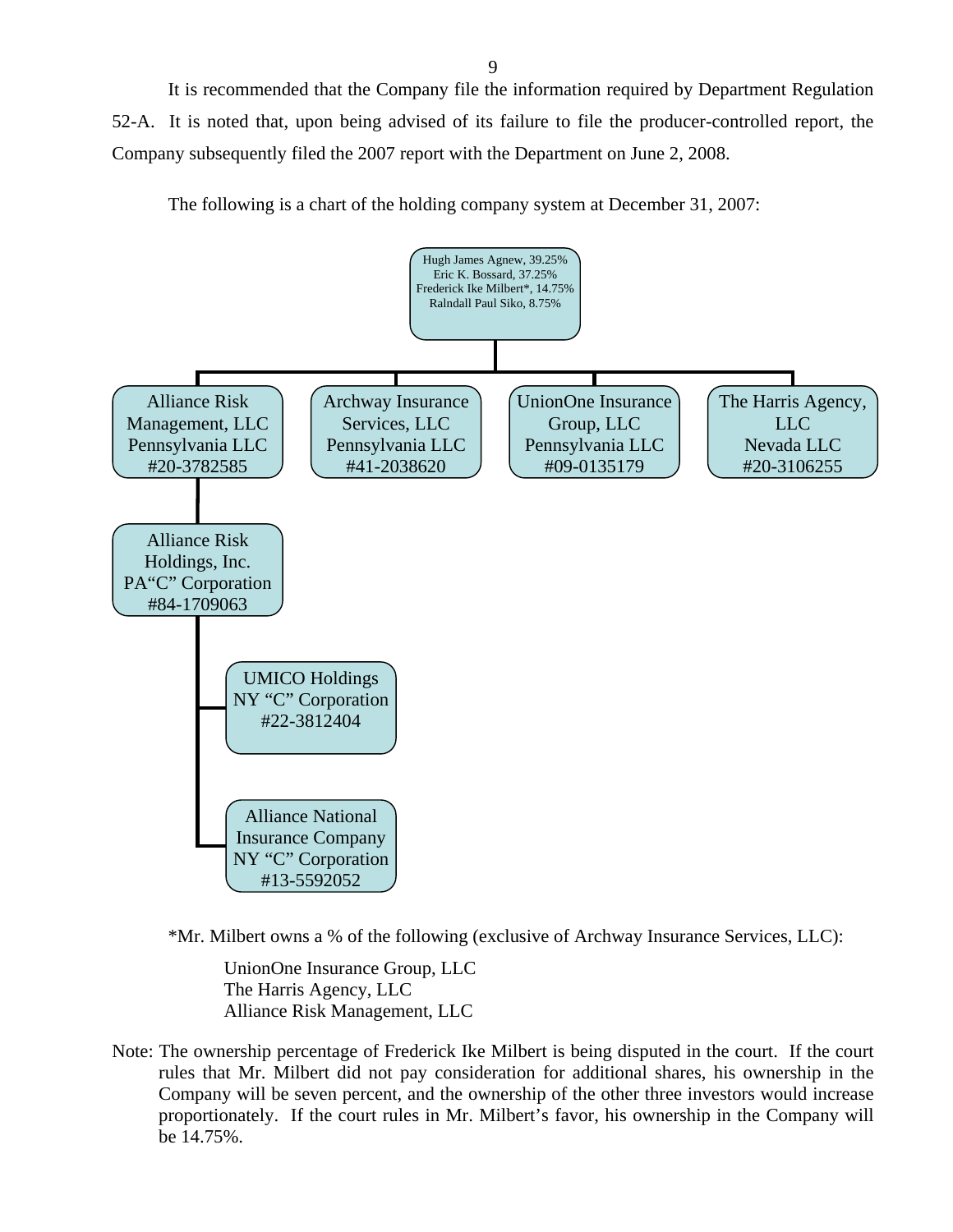It is recommended that the Company file the information required by Department Regulation 52-A. It is noted that, upon being advised of its failure to file the producer-controlled report, the Company subsequently filed the 2007 report with the Department on June 2, 2008.

The following is a chart of the holding company system at December 31, 2007:

Hugh James Agnew, 39.25%
Eric K. Bossard, 37.25%
Frederick Ike Milbert*, 14.75%
Ralndall Paul Siko, 8.75%

- Alliance Risk Management, LLC
  Pennsylvania LLC
  #20-3782585
  - Alliance Risk Holdings, Inc.
    PA"C" Corporation
    #84-1709063
    - UMICO Holdings
      NY "C" Corporation
      #22-3812404
    - Alliance National Insurance Company
      NY "C" Corporation
      #13-5592052
- Archway Insurance Services, LLC
  Pennsylvania LLC
  #41-2038620
- UnionOne Insurance Group, LLC
  Pennsylvania LLC
  #09-0135179
- The Harris Agency, LLC
  Nevada LLC
  #20-3106255

*Mr. Milbert owns a % of the following (exclusive of Archway Insurance Services, LLC):

UnionOne Insurance Group, LLC
The Harris Agency, LLC
Alliance Risk Management, LLC

Note: The ownership percentage of Frederick Ike Milbert is being disputed in the court. If the court rules that Mr. Milbert did not pay consideration for additional shares, his ownership in the Company will be seven percent, and the ownership of the other three investors would increase proportionately. If the court rules in Mr. Milbert's favor, his ownership in the Company will be 14.75%.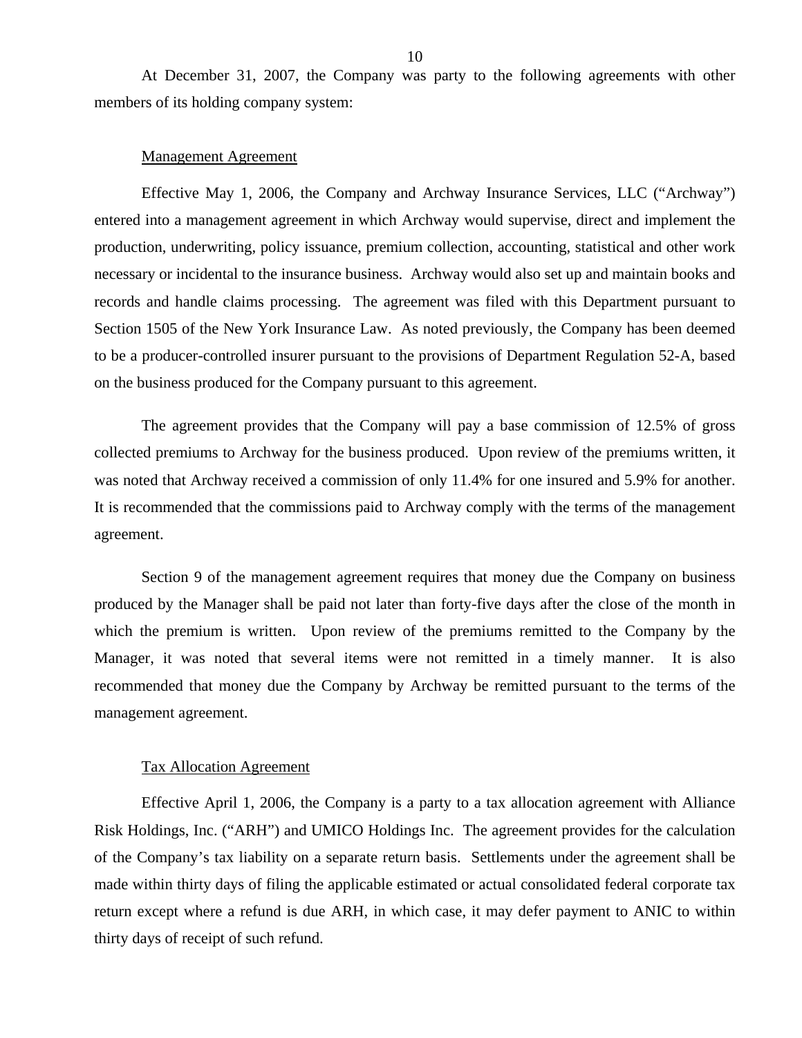At December 31, 2007, the Company was party to the following agreements with other members of its holding company system:

Management Agreement

Effective May 1, 2006, the Company and Archway Insurance Services, LLC ("Archway") entered into a management agreement in which Archway would supervise, direct and implement the production, underwriting, policy issuance, premium collection, accounting, statistical and other work necessary or incidental to the insurance business. Archway would also set up and maintain books and records and handle claims processing. The agreement was filed with this Department pursuant to Section 1505 of the New York Insurance Law. As noted previously, the Company has been deemed to be a producer-controlled insurer pursuant to the provisions of Department Regulation 52-A, based on the business produced for the Company pursuant to this agreement.

The agreement provides that the Company will pay a base commission of 12.5% of gross collected premiums to Archway for the business produced. Upon review of the premiums written, it was noted that Archway received a commission of only 11.4% for one insured and 5.9% for another. It is recommended that the commissions paid to Archway comply with the terms of the management agreement.

Section 9 of the management agreement requires that money due the Company on business produced by the Manager shall be paid not later than forty-five days after the close of the month in which the premium is written. Upon review of the premiums remitted to the Company by the Manager, it was noted that several items were not remitted in a timely manner. It is also recommended that money due the Company by Archway be remitted pursuant to the terms of the management agreement.

Tax Allocation Agreement

Effective April 1, 2006, the Company is a party to a tax allocation agreement with Alliance Risk Holdings, Inc. ("ARH") and UMICO Holdings Inc. The agreement provides for the calculation of the Company's tax liability on a separate return basis. Settlements under the agreement shall be made within thirty days of filing the applicable estimated or actual consolidated federal corporate tax return except where a refund is due ARH, in which case, it may defer payment to ANIC to within thirty days of receipt of such refund.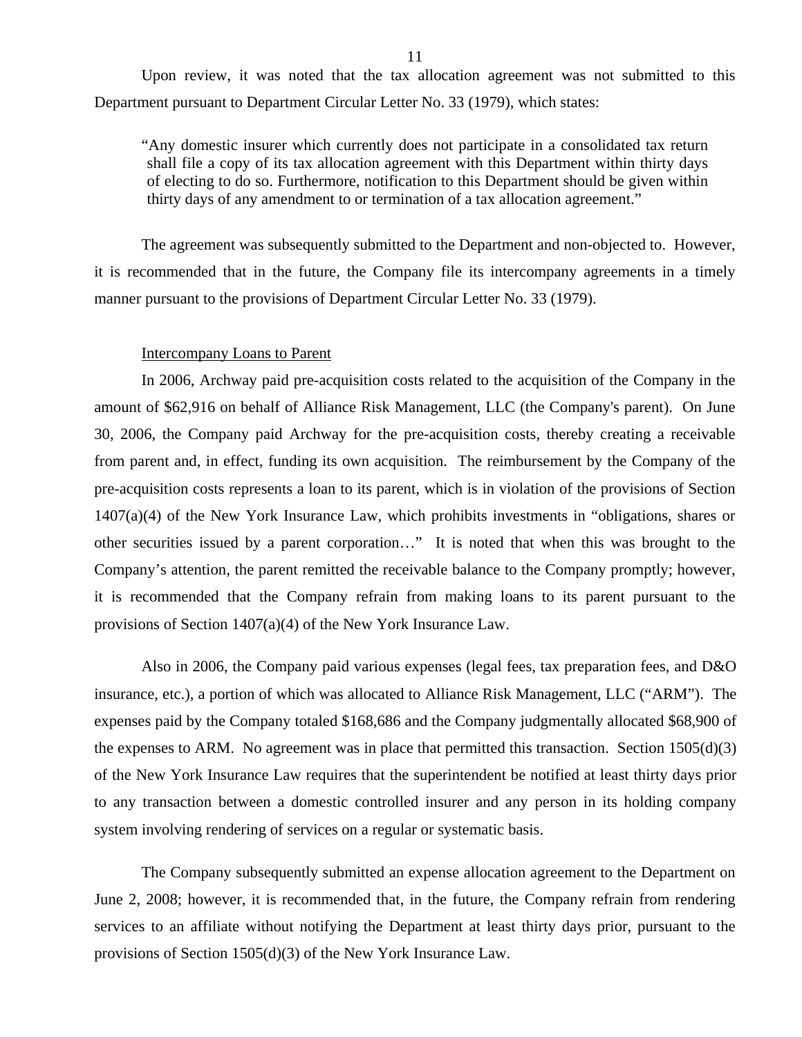Upon review, it was noted that the tax allocation agreement was not submitted to this Department pursuant to Department Circular Letter No. 33 (1979), which states:

> "Any domestic insurer which currently does not participate in a consolidated tax return shall file a copy of its tax allocation agreement with this Department within thirty days of electing to do so. Furthermore, notification to this Department should be given within thirty days of any amendment to or termination of a tax allocation agreement."

The agreement was subsequently submitted to the Department and non-objected to. However, it is recommended that in the future, the Company file its intercompany agreements in a timely manner pursuant to the provisions of Department Circular Letter No. 33 (1979).

Intercompany Loans to Parent

In 2006, Archway paid pre-acquisition costs related to the acquisition of the Company in the amount of $62,916 on behalf of Alliance Risk Management, LLC (the Company's parent). On June 30, 2006, the Company paid Archway for the pre-acquisition costs, thereby creating a receivable from parent and, in effect, funding its own acquisition. The reimbursement by the Company of the pre-acquisition costs represents a loan to its parent, which is in violation of the provisions of Section 1407(a)(4) of the New York Insurance Law, which prohibits investments in "obligations, shares or other securities issued by a parent corporation…" It is noted that when this was brought to the Company's attention, the parent remitted the receivable balance to the Company promptly; however, it is recommended that the Company refrain from making loans to its parent pursuant to the provisions of Section 1407(a)(4) of the New York Insurance Law.

Also in 2006, the Company paid various expenses (legal fees, tax preparation fees, and D&O insurance, etc.), a portion of which was allocated to Alliance Risk Management, LLC ("ARM"). The expenses paid by the Company totaled $168,686 and the Company judgmentally allocated $68,900 of the expenses to ARM. No agreement was in place that permitted this transaction. Section 1505(d)(3) of the New York Insurance Law requires that the superintendent be notified at least thirty days prior to any transaction between a domestic controlled insurer and any person in its holding company system involving rendering of services on a regular or systematic basis.

The Company subsequently submitted an expense allocation agreement to the Department on June 2, 2008; however, it is recommended that, in the future, the Company refrain from rendering services to an affiliate without notifying the Department at least thirty days prior, pursuant to the provisions of Section 1505(d)(3) of the New York Insurance Law.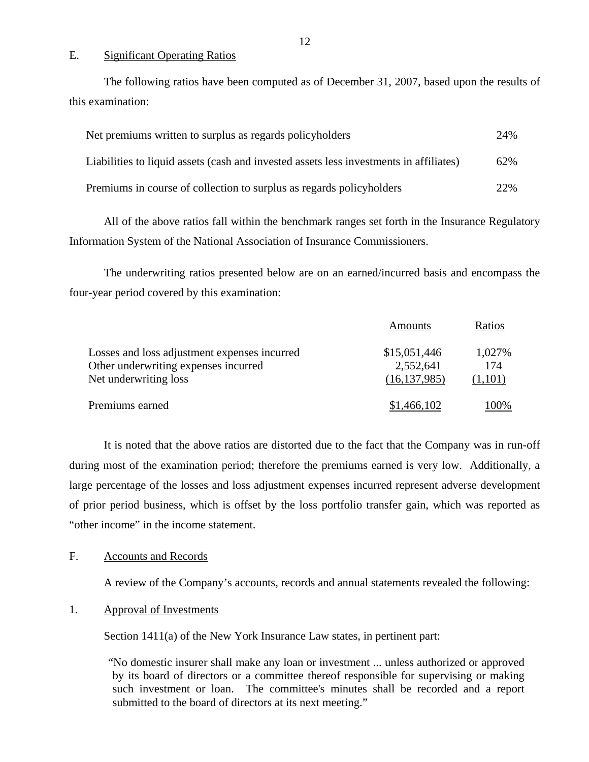E. Significant Operating Ratios

The following ratios have been computed as of December 31, 2007, based upon the results of this examination:

| | |
|---|---|
| Net premiums written to surplus as regards policyholders | 24% |
| Liabilities to liquid assets (cash and invested assets less investments in affiliates) | 62% |
| Premiums in course of collection to surplus as regards policyholders | 22% |

All of the above ratios fall within the benchmark ranges set forth in the Insurance Regulatory Information System of the National Association of Insurance Commissioners.

The underwriting ratios presented below are on an earned/incurred basis and encompass the four-year period covered by this examination:

| | Amounts | Ratios |
|---|---|---|
| Losses and loss adjustment expenses incurred | $15,051,446 | 1,027% |
| Other underwriting expenses incurred | 2,552,641 | 174 |
| Net underwriting loss | (16,137,985) | (1,101) |
| Premiums earned | $1,466,102 | 100% |

It is noted that the above ratios are distorted due to the fact that the Company was in run-off during most of the examination period; therefore the premiums earned is very low. Additionally, a large percentage of the losses and loss adjustment expenses incurred represent adverse development of prior period business, which is offset by the loss portfolio transfer gain, which was reported as "other income" in the income statement.

F. Accounts and Records

A review of the Company's accounts, records and annual statements revealed the following:

1. Approval of Investments

Section 1411(a) of the New York Insurance Law states, in pertinent part:

> "No domestic insurer shall make any loan or investment ... unless authorized or approved by its board of directors or a committee thereof responsible for supervising or making such investment or loan. The committee's minutes shall be recorded and a report submitted to the board of directors at its next meeting."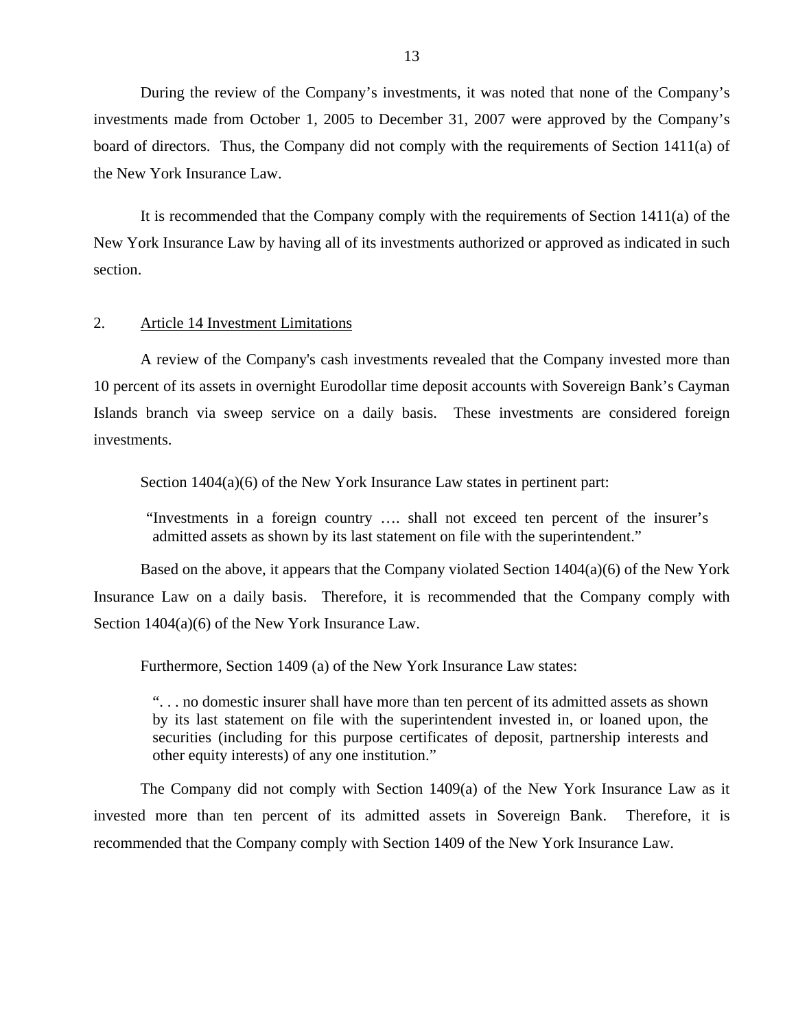During the review of the Company's investments, it was noted that none of the Company's investments made from October 1, 2005 to December 31, 2007 were approved by the Company's board of directors. Thus, the Company did not comply with the requirements of Section 1411(a) of the New York Insurance Law.

It is recommended that the Company comply with the requirements of Section 1411(a) of the New York Insurance Law by having all of its investments authorized or approved as indicated in such section.

2. <u>Article 14 Investment Limitations</u>

A review of the Company's cash investments revealed that the Company invested more than 10 percent of its assets in overnight Eurodollar time deposit accounts with Sovereign Bank's Cayman Islands branch via sweep service on a daily basis. These investments are considered foreign investments.

Section 1404(a)(6) of the New York Insurance Law states in pertinent part:

> "Investments in a foreign country …. shall not exceed ten percent of the insurer's admitted assets as shown by its last statement on file with the superintendent."

Based on the above, it appears that the Company violated Section 1404(a)(6) of the New York Insurance Law on a daily basis. Therefore, it is recommended that the Company comply with Section 1404(a)(6) of the New York Insurance Law.

Furthermore, Section 1409 (a) of the New York Insurance Law states:

> ". . . no domestic insurer shall have more than ten percent of its admitted assets as shown by its last statement on file with the superintendent invested in, or loaned upon, the securities (including for this purpose certificates of deposit, partnership interests and other equity interests) of any one institution."

The Company did not comply with Section 1409(a) of the New York Insurance Law as it invested more than ten percent of its admitted assets in Sovereign Bank. Therefore, it is recommended that the Company comply with Section 1409 of the New York Insurance Law.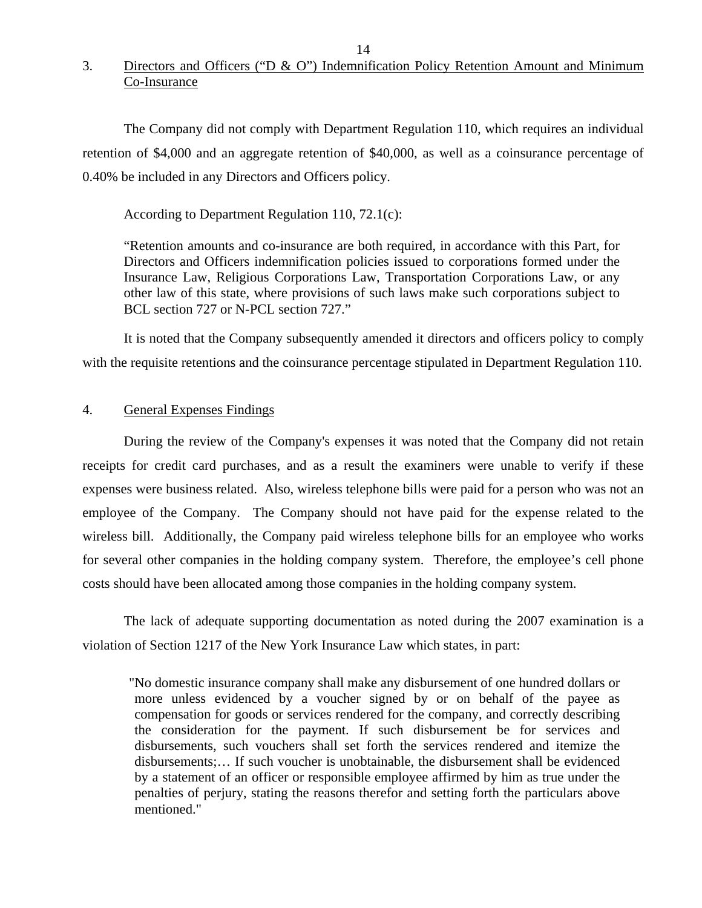3. Directors and Officers ("D & O") Indemnification Policy Retention Amount and Minimum Co-Insurance

The Company did not comply with Department Regulation 110, which requires an individual retention of $4,000 and an aggregate retention of $40,000, as well as a coinsurance percentage of 0.40% be included in any Directors and Officers policy.

According to Department Regulation 110, 72.1(c):

> "Retention amounts and co-insurance are both required, in accordance with this Part, for Directors and Officers indemnification policies issued to corporations formed under the Insurance Law, Religious Corporations Law, Transportation Corporations Law, or any other law of this state, where provisions of such laws make such corporations subject to BCL section 727 or N-PCL section 727."

It is noted that the Company subsequently amended it directors and officers policy to comply with the requisite retentions and the coinsurance percentage stipulated in Department Regulation 110.

4. General Expenses Findings

During the review of the Company's expenses it was noted that the Company did not retain receipts for credit card purchases, and as a result the examiners were unable to verify if these expenses were business related. Also, wireless telephone bills were paid for a person who was not an employee of the Company. The Company should not have paid for the expense related to the wireless bill. Additionally, the Company paid wireless telephone bills for an employee who works for several other companies in the holding company system. Therefore, the employee's cell phone costs should have been allocated among those companies in the holding company system.

The lack of adequate supporting documentation as noted during the 2007 examination is a violation of Section 1217 of the New York Insurance Law which states, in part:

> "No domestic insurance company shall make any disbursement of one hundred dollars or more unless evidenced by a voucher signed by or on behalf of the payee as compensation for goods or services rendered for the company, and correctly describing the consideration for the payment. If such disbursement be for services and disbursements, such vouchers shall set forth the services rendered and itemize the disbursements;… If such voucher is unobtainable, the disbursement shall be evidenced by a statement of an officer or responsible employee affirmed by him as true under the penalties of perjury, stating the reasons therefor and setting forth the particulars above mentioned."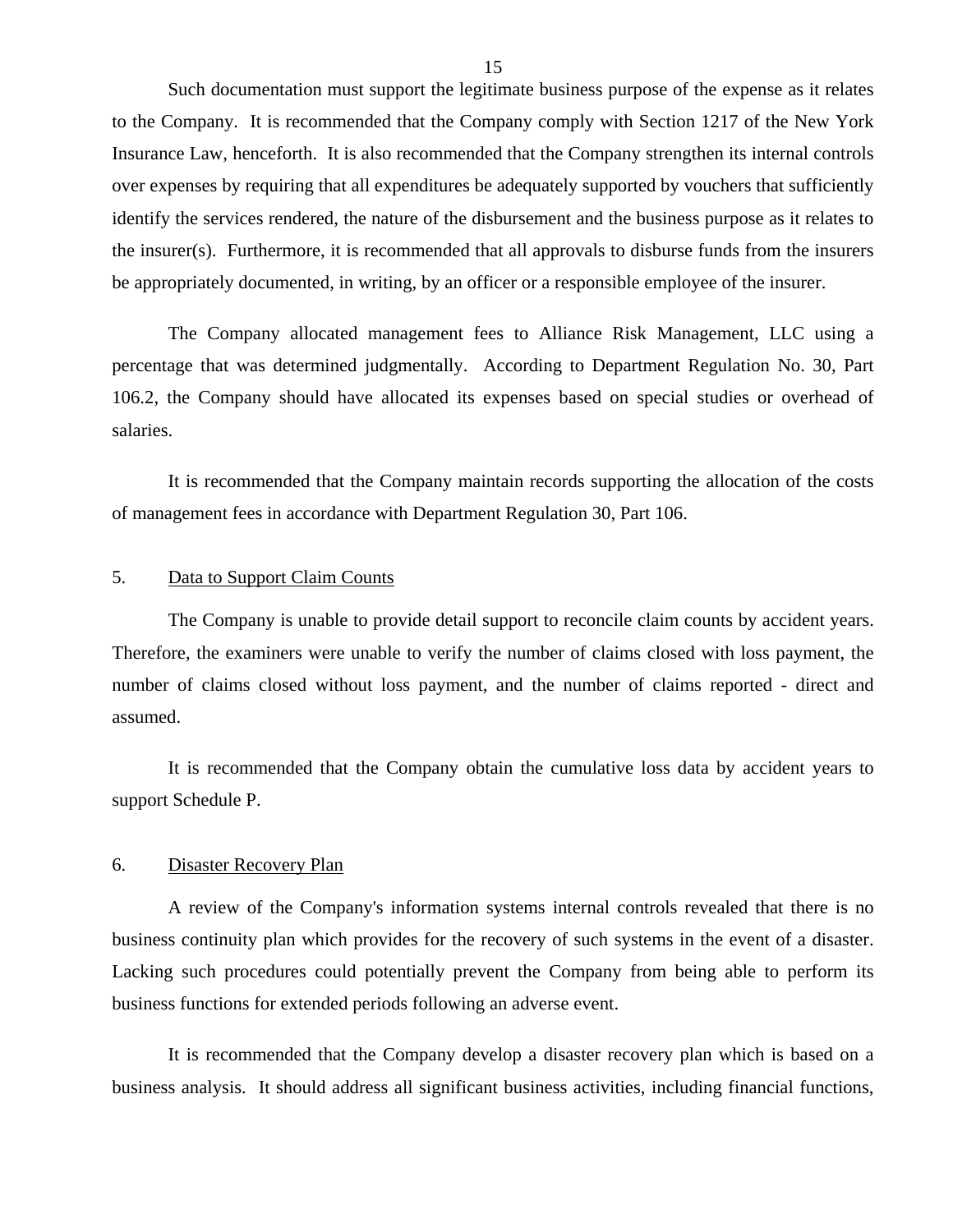Such documentation must support the legitimate business purpose of the expense as it relates to the Company. It is recommended that the Company comply with Section 1217 of the New York Insurance Law, henceforth. It is also recommended that the Company strengthen its internal controls over expenses by requiring that all expenditures be adequately supported by vouchers that sufficiently identify the services rendered, the nature of the disbursement and the business purpose as it relates to the insurer(s). Furthermore, it is recommended that all approvals to disburse funds from the insurers be appropriately documented, in writing, by an officer or a responsible employee of the insurer.

The Company allocated management fees to Alliance Risk Management, LLC using a percentage that was determined judgmentally. According to Department Regulation No. 30, Part 106.2, the Company should have allocated its expenses based on special studies or overhead of salaries.

It is recommended that the Company maintain records supporting the allocation of the costs of management fees in accordance with Department Regulation 30, Part 106.

5. Data to Support Claim Counts

The Company is unable to provide detail support to reconcile claim counts by accident years. Therefore, the examiners were unable to verify the number of claims closed with loss payment, the number of claims closed without loss payment, and the number of claims reported - direct and assumed.

It is recommended that the Company obtain the cumulative loss data by accident years to support Schedule P.

6. Disaster Recovery Plan

A review of the Company's information systems internal controls revealed that there is no business continuity plan which provides for the recovery of such systems in the event of a disaster. Lacking such procedures could potentially prevent the Company from being able to perform its business functions for extended periods following an adverse event.

It is recommended that the Company develop a disaster recovery plan which is based on a business analysis. It should address all significant business activities, including financial functions,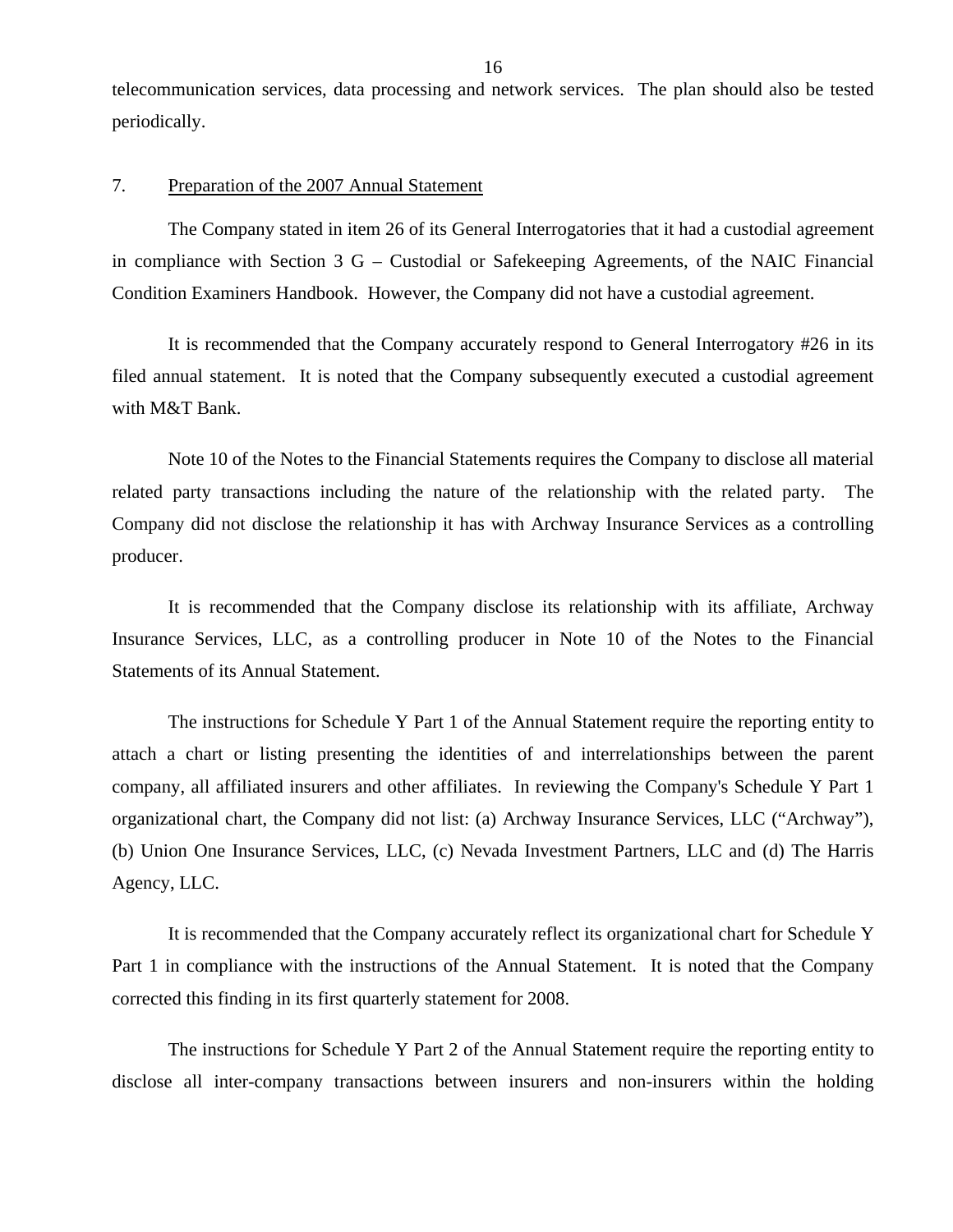telecommunication services, data processing and network services. The plan should also be tested periodically.

7. Preparation of the 2007 Annual Statement

The Company stated in item 26 of its General Interrogatories that it had a custodial agreement in compliance with Section 3 G – Custodial or Safekeeping Agreements, of the NAIC Financial Condition Examiners Handbook. However, the Company did not have a custodial agreement.

It is recommended that the Company accurately respond to General Interrogatory #26 in its filed annual statement. It is noted that the Company subsequently executed a custodial agreement with M&T Bank.

Note 10 of the Notes to the Financial Statements requires the Company to disclose all material related party transactions including the nature of the relationship with the related party. The Company did not disclose the relationship it has with Archway Insurance Services as a controlling producer.

It is recommended that the Company disclose its relationship with its affiliate, Archway Insurance Services, LLC, as a controlling producer in Note 10 of the Notes to the Financial Statements of its Annual Statement.

The instructions for Schedule Y Part 1 of the Annual Statement require the reporting entity to attach a chart or listing presenting the identities of and interrelationships between the parent company, all affiliated insurers and other affiliates. In reviewing the Company's Schedule Y Part 1 organizational chart, the Company did not list: (a) Archway Insurance Services, LLC ("Archway"), (b) Union One Insurance Services, LLC, (c) Nevada Investment Partners, LLC and (d) The Harris Agency, LLC.

It is recommended that the Company accurately reflect its organizational chart for Schedule Y Part 1 in compliance with the instructions of the Annual Statement. It is noted that the Company corrected this finding in its first quarterly statement for 2008.

The instructions for Schedule Y Part 2 of the Annual Statement require the reporting entity to disclose all inter-company transactions between insurers and non-insurers within the holding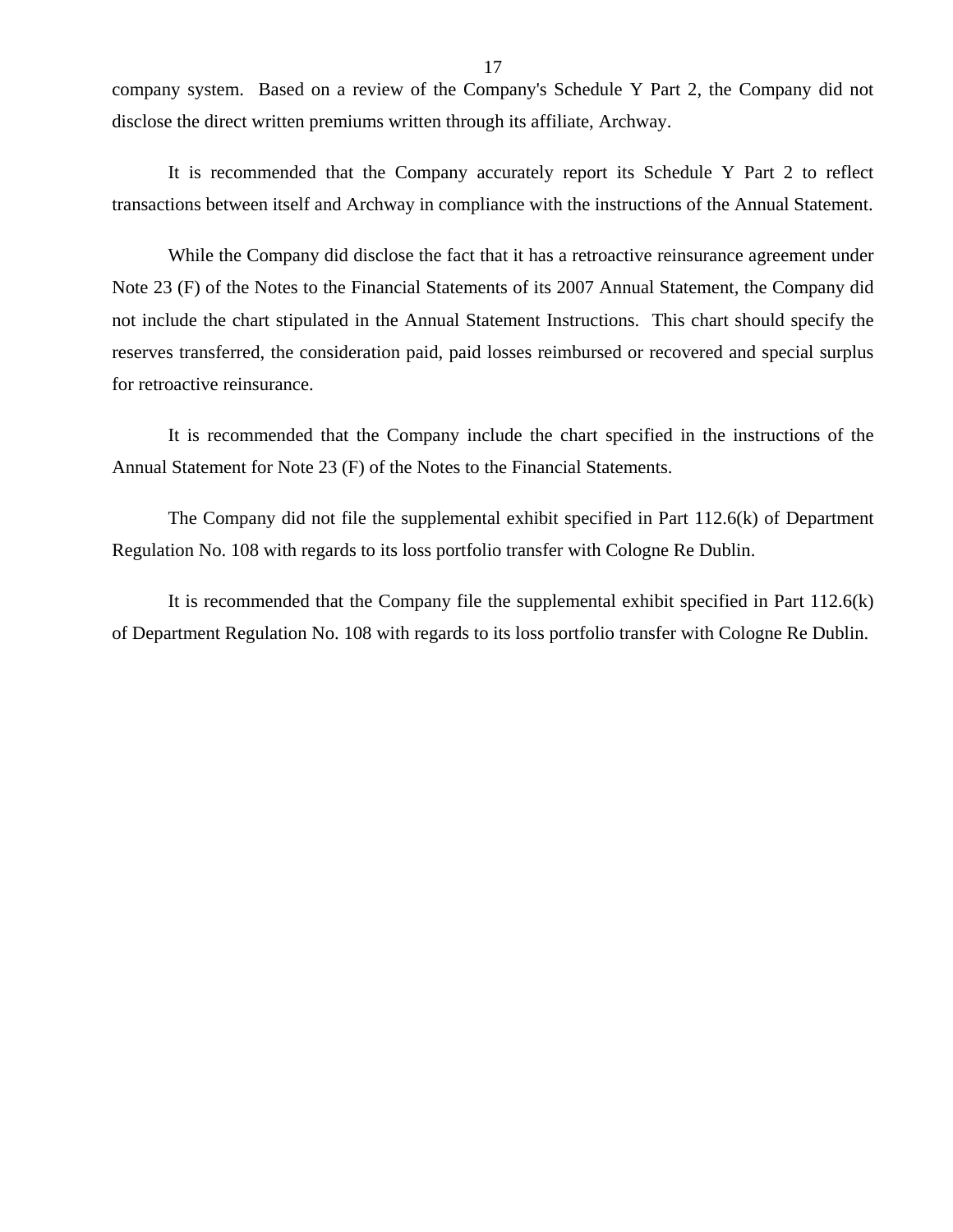company system. Based on a review of the Company's Schedule Y Part 2, the Company did not disclose the direct written premiums written through its affiliate, Archway.

It is recommended that the Company accurately report its Schedule Y Part 2 to reflect transactions between itself and Archway in compliance with the instructions of the Annual Statement.

While the Company did disclose the fact that it has a retroactive reinsurance agreement under Note 23 (F) of the Notes to the Financial Statements of its 2007 Annual Statement, the Company did not include the chart stipulated in the Annual Statement Instructions. This chart should specify the reserves transferred, the consideration paid, paid losses reimbursed or recovered and special surplus for retroactive reinsurance.

It is recommended that the Company include the chart specified in the instructions of the Annual Statement for Note 23 (F) of the Notes to the Financial Statements.

The Company did not file the supplemental exhibit specified in Part 112.6(k) of Department Regulation No. 108 with regards to its loss portfolio transfer with Cologne Re Dublin.

It is recommended that the Company file the supplemental exhibit specified in Part 112.6(k) of Department Regulation No. 108 with regards to its loss portfolio transfer with Cologne Re Dublin.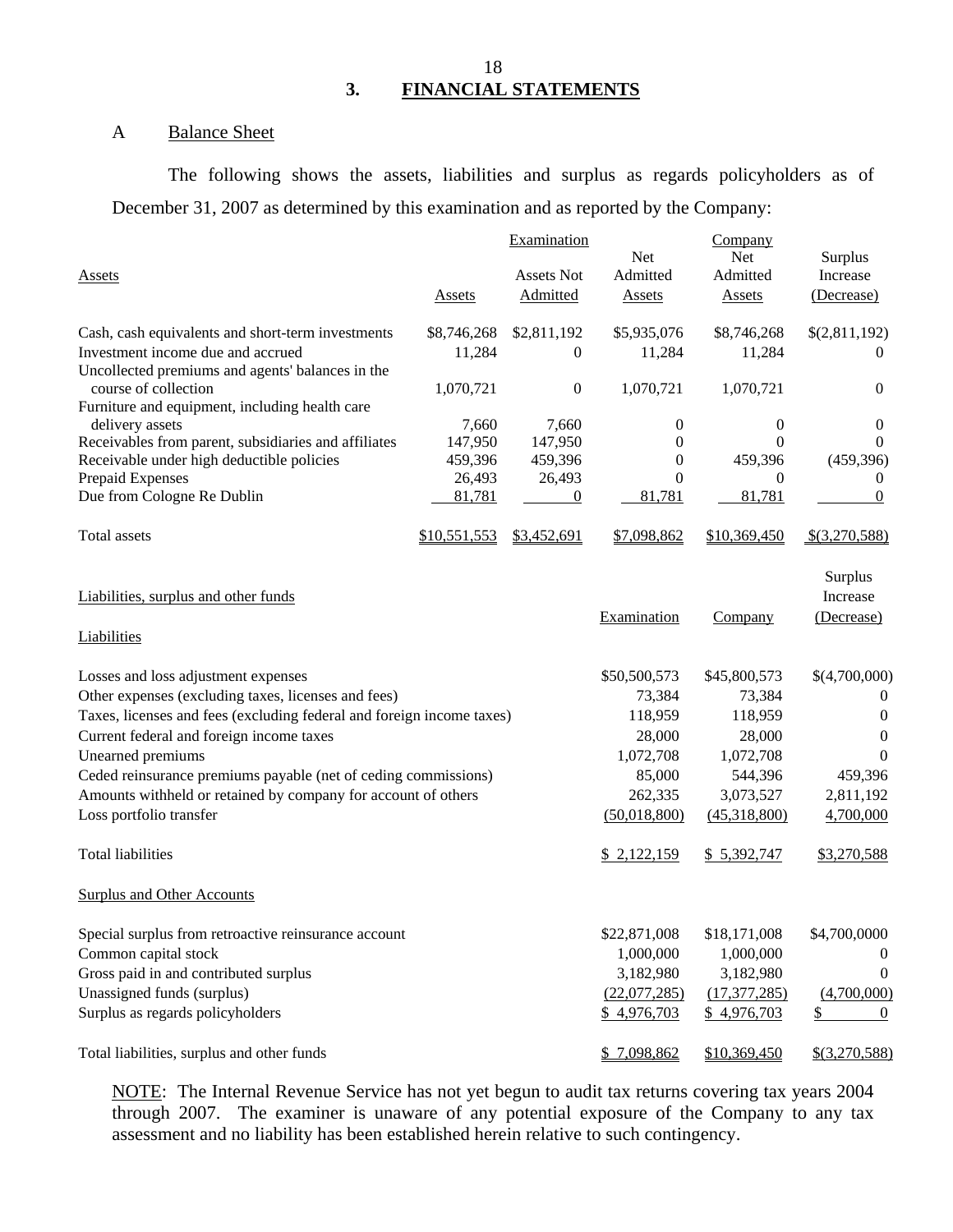## 3. FINANCIAL STATEMENTS

### A Balance Sheet

The following shows the assets, liabilities and surplus as regards policyholders as of December 31, 2007 as determined by this examination and as reported by the Company:

| Assets | Examination Assets | Examination Assets Not Admitted | Examination Net Admitted Assets | Company Net Admitted Assets | Surplus Increase (Decrease) |
|---|---|---|---|---|---|
| Cash, cash equivalents and short-term investments | $8,746,268 | $2,811,192 | $5,935,076 | $8,746,268 | $(2,811,192) |
| Investment income due and accrued | 11,284 | 0 | 11,284 | 11,284 | 0 |
| Uncollected premiums and agents' balances in the course of collection | 1,070,721 | 0 | 1,070,721 | 1,070,721 | 0 |
| Furniture and equipment, including health care delivery assets | 7,660 | 7,660 | 0 | 0 | 0 |
| Receivables from parent, subsidiaries and affiliates | 147,950 | 147,950 | 0 | 0 | 0 |
| Receivable under high deductible policies | 459,396 | 459,396 | 0 | 459,396 | (459,396) |
| Prepaid Expenses | 26,493 | 26,493 | 0 | 0 | 0 |
| Due from Cologne Re Dublin | 81,781 | 0 | 81,781 | 81,781 | 0 |
| Total assets | $10,551,553 | $3,452,691 | $7,098,862 | $10,369,450 | $(3,270,588) |

| Liabilities, surplus and other funds | Examination | Company | Surplus Increase (Decrease) |
|---|---|---|---|
| **Liabilities** | | | |
| Losses and loss adjustment expenses | $50,500,573 | $45,800,573 | $(4,700,000) |
| Other expenses (excluding taxes, licenses and fees) | 73,384 | 73,384 | 0 |
| Taxes, licenses and fees (excluding federal and foreign income taxes) | 118,959 | 118,959 | 0 |
| Current federal and foreign income taxes | 28,000 | 28,000 | 0 |
| Unearned premiums | 1,072,708 | 1,072,708 | 0 |
| Ceded reinsurance premiums payable (net of ceding commissions) | 85,000 | 544,396 | 459,396 |
| Amounts withheld or retained by company for account of others | 262,335 | 3,073,527 | 2,811,192 |
| Loss portfolio transfer | (50,018,800) | (45,318,800) | 4,700,000 |
| Total liabilities | $ 2,122,159 | $ 5,392,747 | $3,270,588 |
| **Surplus and Other Accounts** | | | |
| Special surplus from retroactive reinsurance account | $22,871,008 | $18,171,008 | $4,700,0000 |
| Common capital stock | 1,000,000 | 1,000,000 | 0 |
| Gross paid in and contributed surplus | 3,182,980 | 3,182,980 | 0 |
| Unassigned funds (surplus) | (22,077,285) | (17,377,285) | (4,700,000) |
| Surplus as regards policyholders | $ 4,976,703 | $ 4,976,703 | $ 0 |
| Total liabilities, surplus and other funds | $ 7,098,862 | $10,369,450 | $(3,270,588) |

NOTE: The Internal Revenue Service has not yet begun to audit tax returns covering tax years 2004 through 2007. The examiner is unaware of any potential exposure of the Company to any tax assessment and no liability has been established herein relative to such contingency.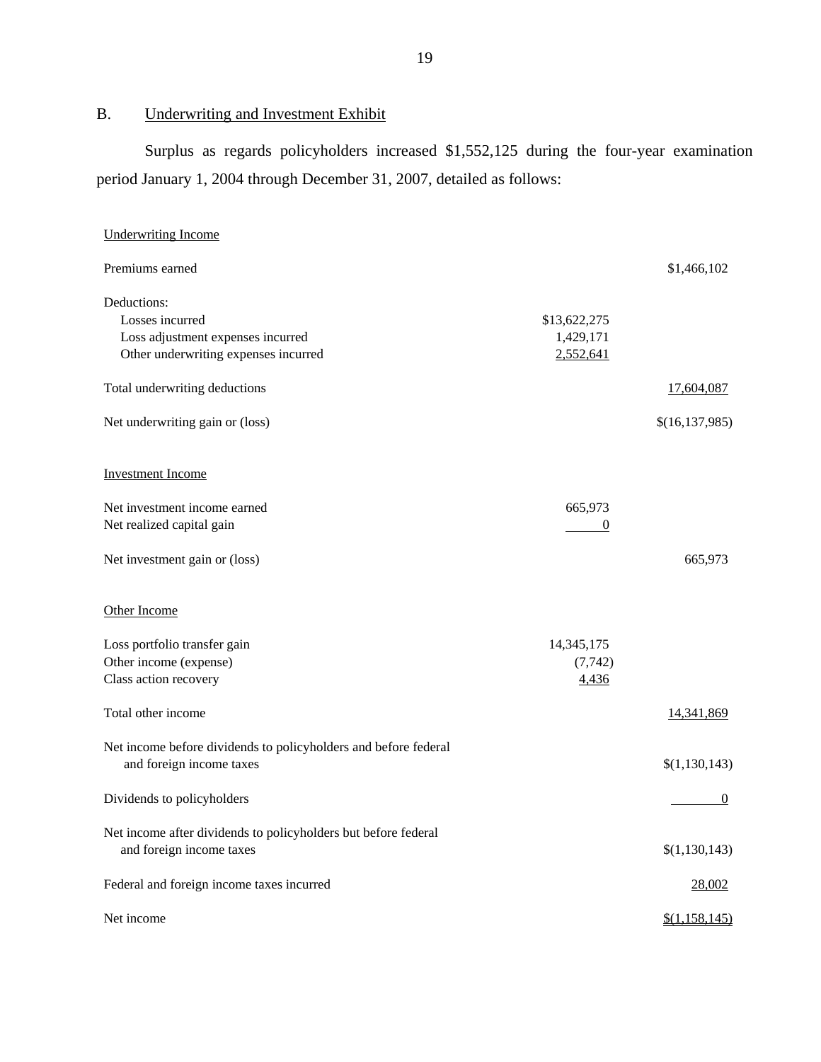## B. Underwriting and Investment Exhibit

Surplus as regards policyholders increased $1,552,125 during the four-year examination period January 1, 2004 through December 31, 2007, detailed as follows:

| | | |
|---|---|---|
| Underwriting Income | | |
| Premiums earned | | $1,466,102 |
| Deductions: | | |
| Losses incurred | $13,622,275 | |
| Loss adjustment expenses incurred | 1,429,171 | |
| Other underwriting expenses incurred | 2,552,641 | |
| Total underwriting deductions | | 17,604,087 |
| Net underwriting gain or (loss) | | $(16,137,985) |
| Investment Income | | |
| Net investment income earned | 665,973 | |
| Net realized capital gain | 0 | |
| Net investment gain or (loss) | | 665,973 |
| Other Income | | |
| Loss portfolio transfer gain | 14,345,175 | |
| Other income (expense) | (7,742) | |
| Class action recovery | 4,436 | |
| Total other income | | 14,341,869 |
| Net income before dividends to policyholders and before federal and foreign income taxes | | $(1,130,143) |
| Dividends to policyholders | | 0 |
| Net income after dividends to policyholders but before federal and foreign income taxes | | $(1,130,143) |
| Federal and foreign income taxes incurred | | 28,002 |
| Net income | | $(1,158,145) |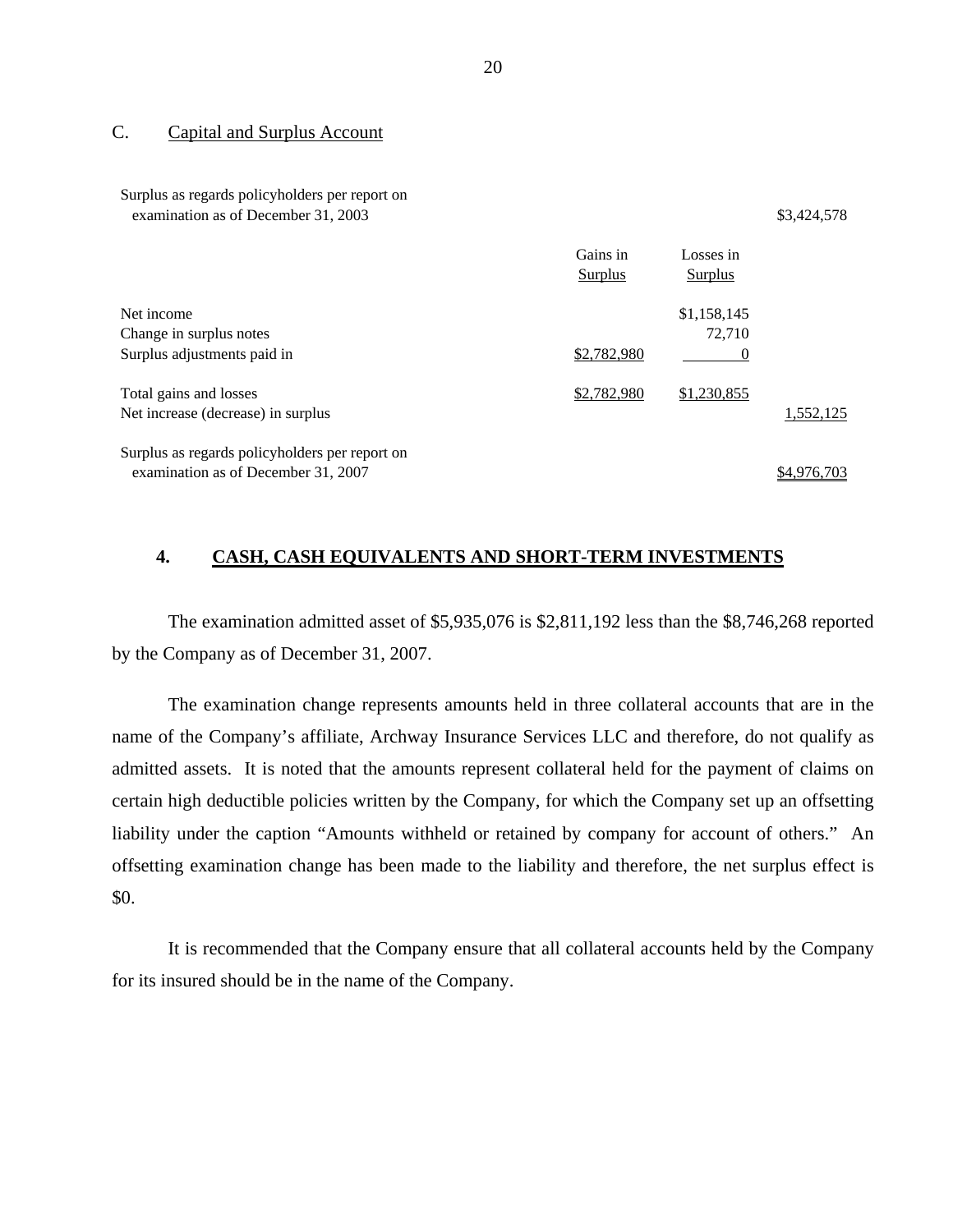C. Capital and Surplus Account

| | Gains in Surplus | Losses in Surplus | |
|---|---|---|---|
| Surplus as regards policyholders per report on examination as of December 31, 2003 | | | $3,424,578 |
| Net income | | $1,158,145 | |
| Change in surplus notes | | 72,710 | |
| Surplus adjustments paid in | $2,782,980 | 0 | |
| Total gains and losses | $2,782,980 | $1,230,855 | |
| Net increase (decrease) in surplus | | | 1,552,125 |
| Surplus as regards policyholders per report on examination as of December 31, 2007 | | | $4,976,703 |

## 4. CASH, CASH EQUIVALENTS AND SHORT-TERM INVESTMENTS

The examination admitted asset of $5,935,076 is $2,811,192 less than the $8,746,268 reported by the Company as of December 31, 2007.

The examination change represents amounts held in three collateral accounts that are in the name of the Company's affiliate, Archway Insurance Services LLC and therefore, do not qualify as admitted assets. It is noted that the amounts represent collateral held for the payment of claims on certain high deductible policies written by the Company, for which the Company set up an offsetting liability under the caption "Amounts withheld or retained by company for account of others." An offsetting examination change has been made to the liability and therefore, the net surplus effect is $0.

It is recommended that the Company ensure that all collateral accounts held by the Company for its insured should be in the name of the Company.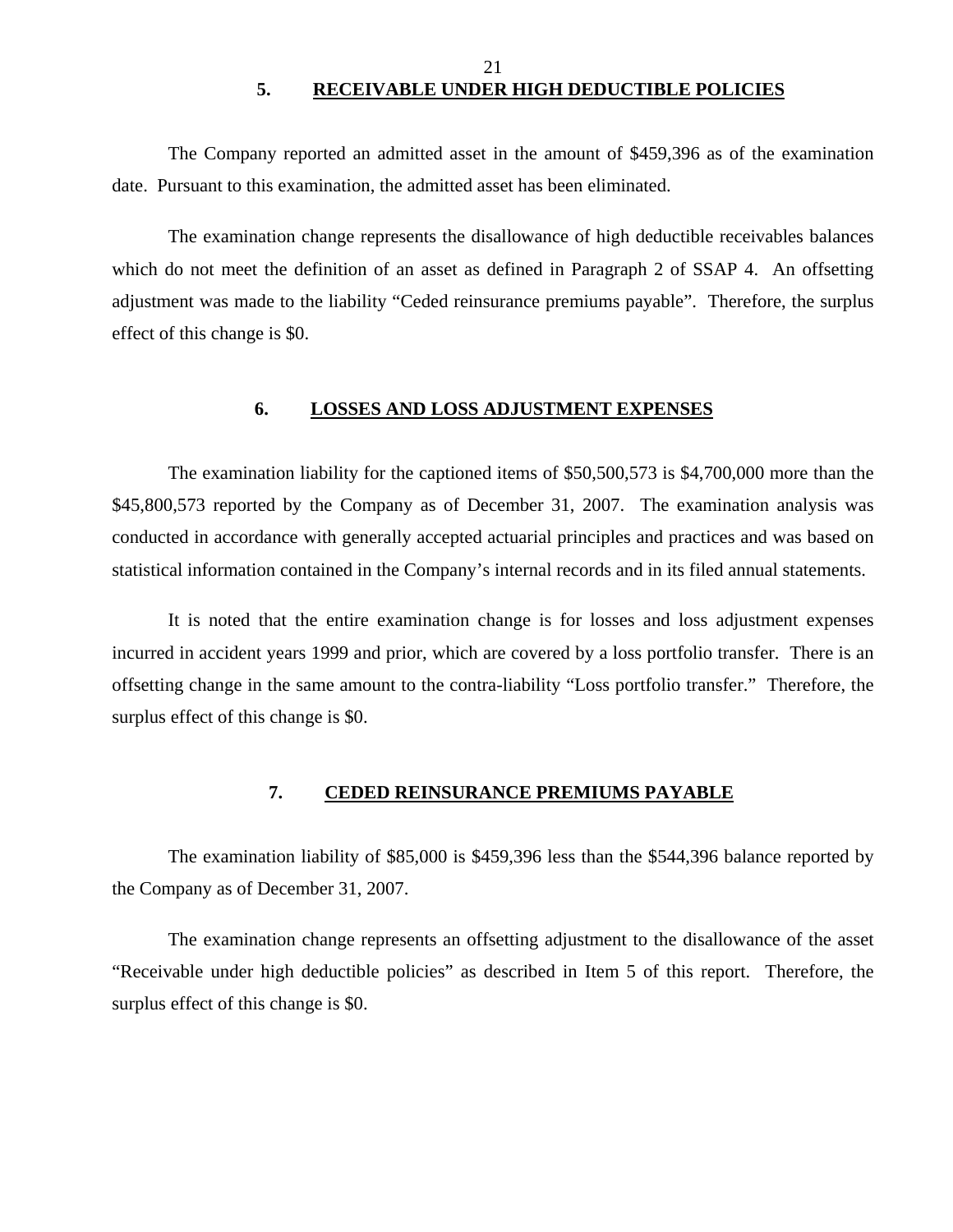## 5. RECEIVABLE UNDER HIGH DEDUCTIBLE POLICIES

The Company reported an admitted asset in the amount of $459,396 as of the examination date. Pursuant to this examination, the admitted asset has been eliminated.

The examination change represents the disallowance of high deductible receivables balances which do not meet the definition of an asset as defined in Paragraph 2 of SSAP 4. An offsetting adjustment was made to the liability "Ceded reinsurance premiums payable". Therefore, the surplus effect of this change is $0.

## 6. LOSSES AND LOSS ADJUSTMENT EXPENSES

The examination liability for the captioned items of $50,500,573 is $4,700,000 more than the $45,800,573 reported by the Company as of December 31, 2007. The examination analysis was conducted in accordance with generally accepted actuarial principles and practices and was based on statistical information contained in the Company's internal records and in its filed annual statements.

It is noted that the entire examination change is for losses and loss adjustment expenses incurred in accident years 1999 and prior, which are covered by a loss portfolio transfer. There is an offsetting change in the same amount to the contra-liability "Loss portfolio transfer." Therefore, the surplus effect of this change is $0.

## 7. CEDED REINSURANCE PREMIUMS PAYABLE

The examination liability of $85,000 is $459,396 less than the $544,396 balance reported by the Company as of December 31, 2007.

The examination change represents an offsetting adjustment to the disallowance of the asset "Receivable under high deductible policies" as described in Item 5 of this report. Therefore, the surplus effect of this change is $0.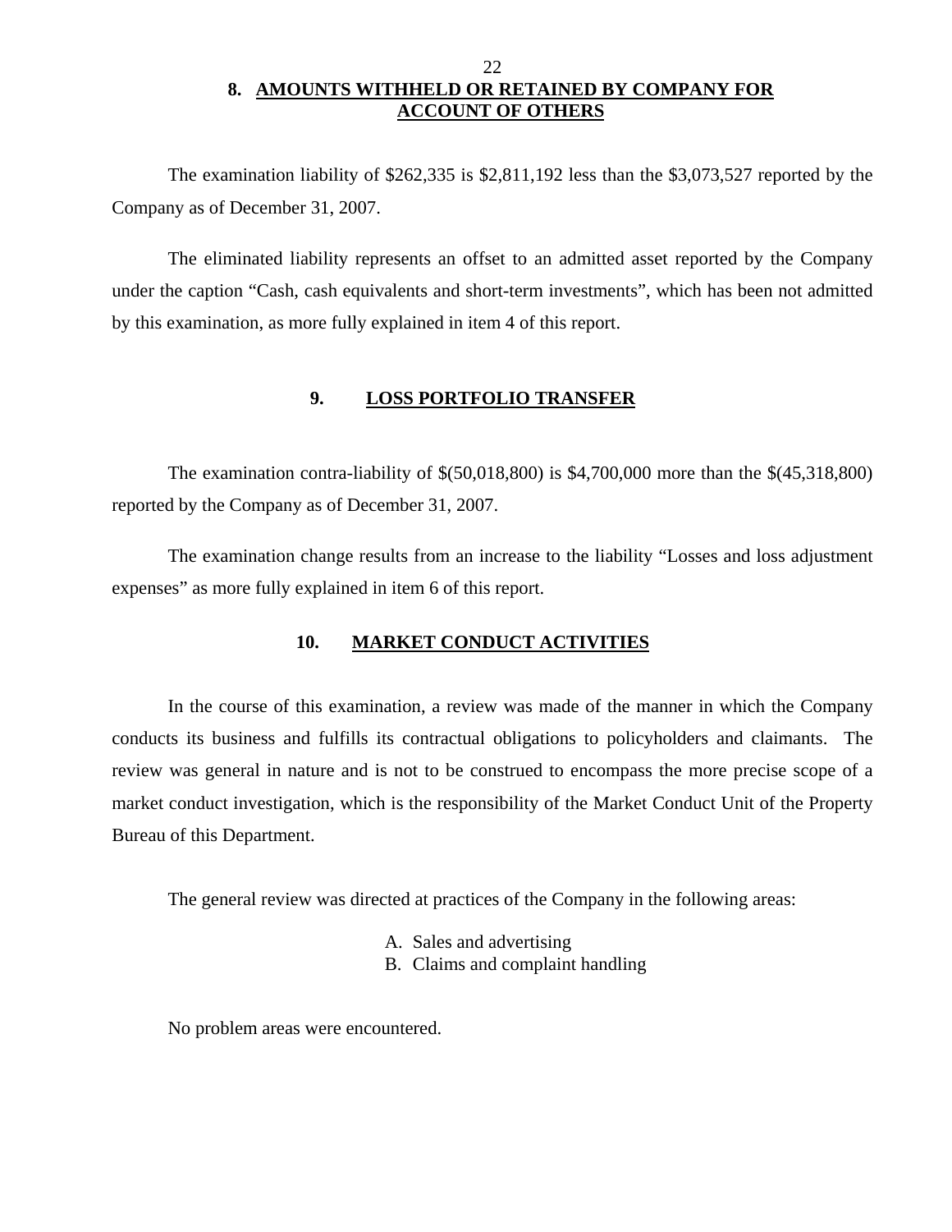## 8. AMOUNTS WITHHELD OR RETAINED BY COMPANY FOR ACCOUNT OF OTHERS

The examination liability of $262,335 is $2,811,192 less than the $3,073,527 reported by the Company as of December 31, 2007.

The eliminated liability represents an offset to an admitted asset reported by the Company under the caption "Cash, cash equivalents and short-term investments", which has been not admitted by this examination, as more fully explained in item 4 of this report.

## 9. LOSS PORTFOLIO TRANSFER

The examination contra-liability of $(50,018,800) is $4,700,000 more than the $(45,318,800) reported by the Company as of December 31, 2007.

The examination change results from an increase to the liability "Losses and loss adjustment expenses" as more fully explained in item 6 of this report.

## 10. MARKET CONDUCT ACTIVITIES

In the course of this examination, a review was made of the manner in which the Company conducts its business and fulfills its contractual obligations to policyholders and claimants. The review was general in nature and is not to be construed to encompass the more precise scope of a market conduct investigation, which is the responsibility of the Market Conduct Unit of the Property Bureau of this Department.

The general review was directed at practices of the Company in the following areas:

A. Sales and advertising
B. Claims and complaint handling

No problem areas were encountered.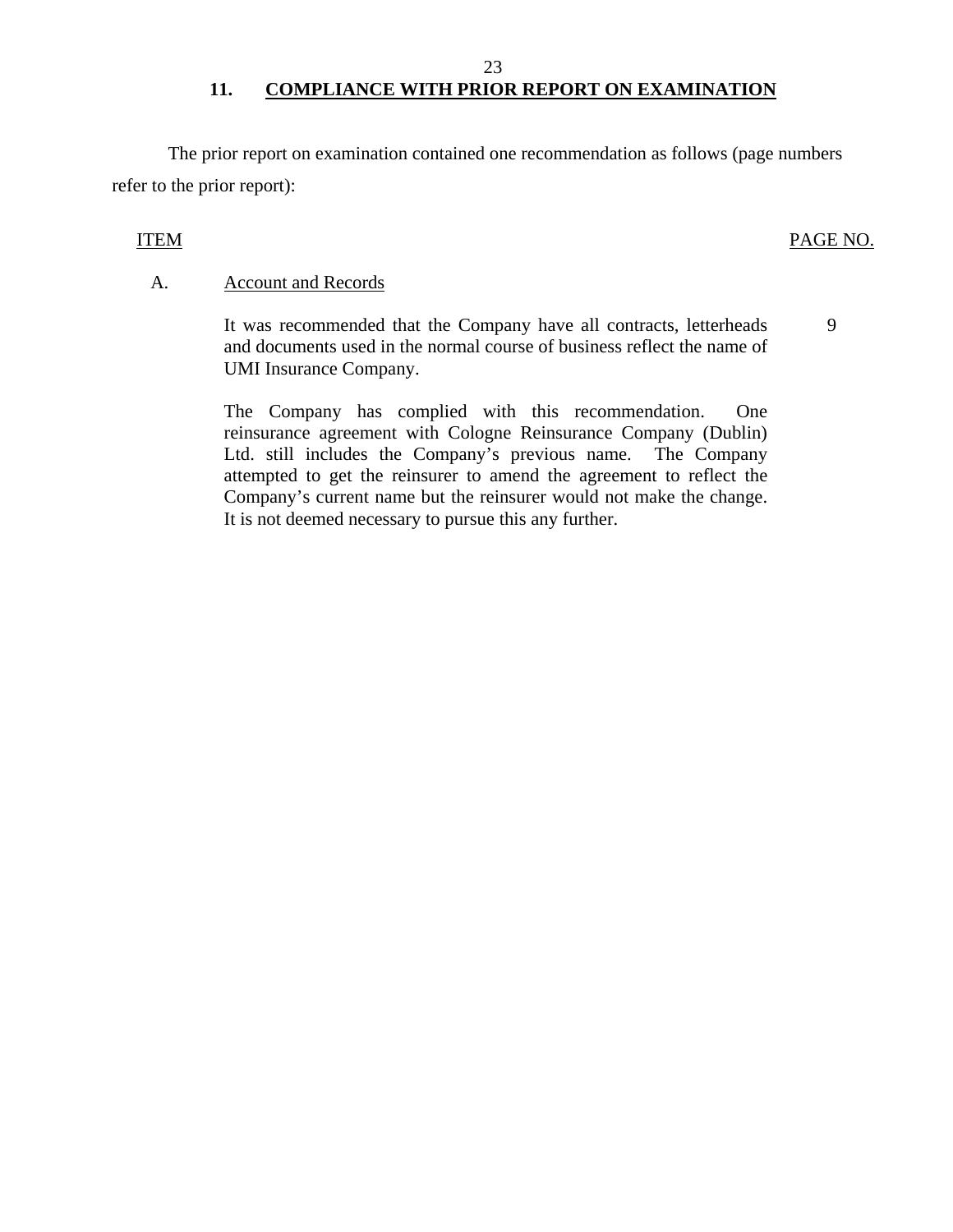## 11. COMPLIANCE WITH PRIOR REPORT ON EXAMINATION

The prior report on examination contained one recommendation as follows (page numbers refer to the prior report):

| ITEM | | PAGE NO. |
|---|---|---|
| A. | Account and Records | |
| | It was recommended that the Company have all contracts, letterheads and documents used in the normal course of business reflect the name of UMI Insurance Company. | 9 |
| | The Company has complied with this recommendation. One reinsurance agreement with Cologne Reinsurance Company (Dublin) Ltd. still includes the Company's previous name. The Company attempted to get the reinsurer to amend the agreement to reflect the Company's current name but the reinsurer would not make the change. It is not deemed necessary to pursue this any further. | |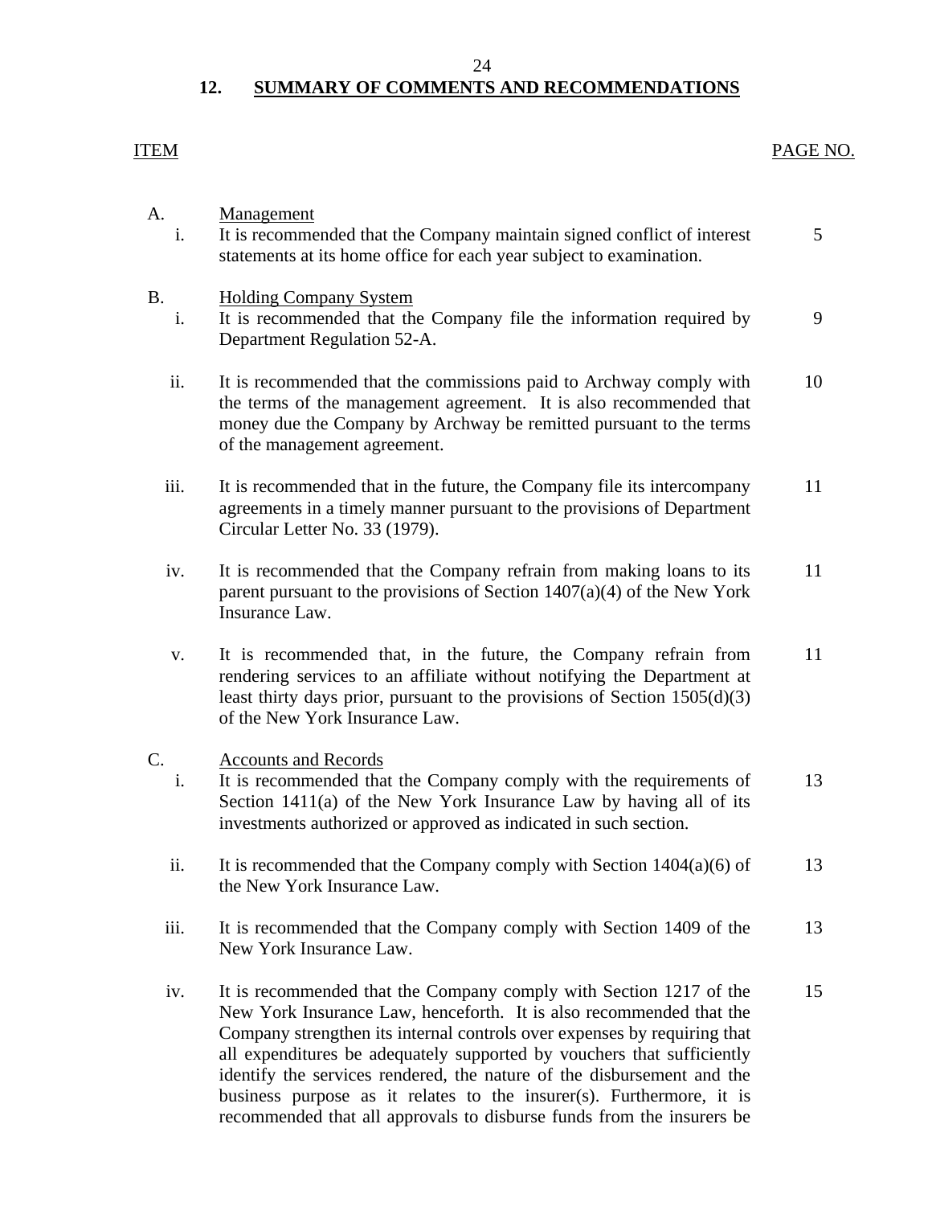## 12. SUMMARY OF COMMENTS AND RECOMMENDATIONS

| ITEM | | | PAGE NO. |
|---|---|---|---|
| A. | | Management | |
| | i. | It is recommended that the Company maintain signed conflict of interest statements at its home office for each year subject to examination. | 5 |
| B. | | Holding Company System | |
| | i. | It is recommended that the Company file the information required by Department Regulation 52-A. | 9 |
| | ii. | It is recommended that the commissions paid to Archway comply with the terms of the management agreement. It is also recommended that money due the Company by Archway be remitted pursuant to the terms of the management agreement. | 10 |
| | iii. | It is recommended that in the future, the Company file its intercompany agreements in a timely manner pursuant to the provisions of Department Circular Letter No. 33 (1979). | 11 |
| | iv. | It is recommended that the Company refrain from making loans to its parent pursuant to the provisions of Section 1407(a)(4) of the New York Insurance Law. | 11 |
| | v. | It is recommended that, in the future, the Company refrain from rendering services to an affiliate without notifying the Department at least thirty days prior, pursuant to the provisions of Section 1505(d)(3) of the New York Insurance Law. | 11 |
| C. | | Accounts and Records | |
| | i. | It is recommended that the Company comply with the requirements of Section 1411(a) of the New York Insurance Law by having all of its investments authorized or approved as indicated in such section. | 13 |
| | ii. | It is recommended that the Company comply with Section 1404(a)(6) of the New York Insurance Law. | 13 |
| | iii. | It is recommended that the Company comply with Section 1409 of the New York Insurance Law. | 13 |
| | iv. | It is recommended that the Company comply with Section 1217 of the New York Insurance Law, henceforth. It is also recommended that the Company strengthen its internal controls over expenses by requiring that all expenditures be adequately supported by vouchers that sufficiently identify the services rendered, the nature of the disbursement and the business purpose as it relates to the insurer(s). Furthermore, it is recommended that all approvals to disburse funds from the insurers be | 15 |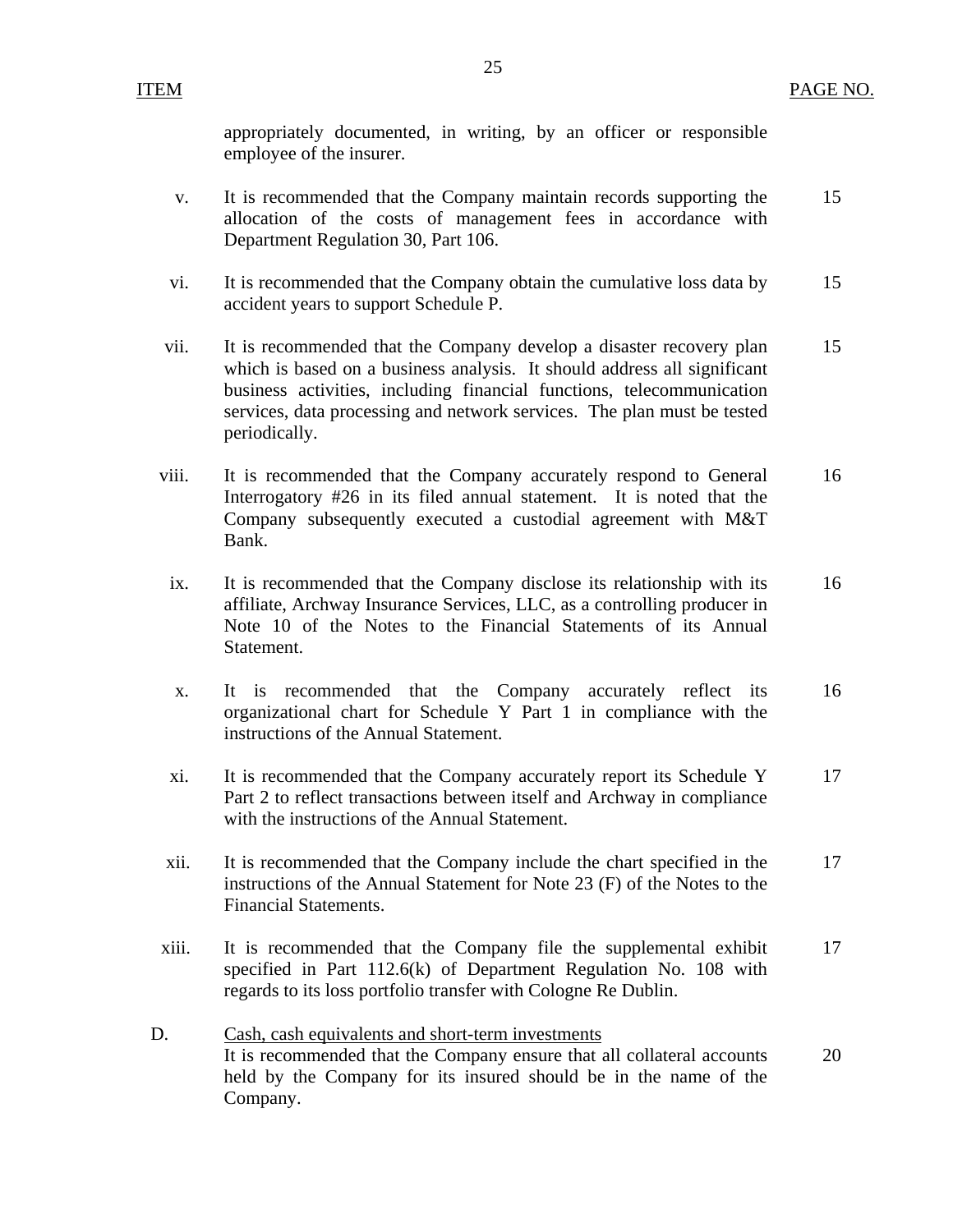| ITEM | | PAGE NO. |
|---|---|---|
| | appropriately documented, in writing, by an officer or responsible employee of the insurer. | |
| v. | It is recommended that the Company maintain records supporting the allocation of the costs of management fees in accordance with Department Regulation 30, Part 106. | 15 |
| vi. | It is recommended that the Company obtain the cumulative loss data by accident years to support Schedule P. | 15 |
| vii. | It is recommended that the Company develop a disaster recovery plan which is based on a business analysis. It should address all significant business activities, including financial functions, telecommunication services, data processing and network services. The plan must be tested periodically. | 15 |
| viii. | It is recommended that the Company accurately respond to General Interrogatory #26 in its filed annual statement. It is noted that the Company subsequently executed a custodial agreement with M&T Bank. | 16 |
| ix. | It is recommended that the Company disclose its relationship with its affiliate, Archway Insurance Services, LLC, as a controlling producer in Note 10 of the Notes to the Financial Statements of its Annual Statement. | 16 |
| x. | It is recommended that the Company accurately reflect its organizational chart for Schedule Y Part 1 in compliance with the instructions of the Annual Statement. | 16 |
| xi. | It is recommended that the Company accurately report its Schedule Y Part 2 to reflect transactions between itself and Archway in compliance with the instructions of the Annual Statement. | 17 |
| xii. | It is recommended that the Company include the chart specified in the instructions of the Annual Statement for Note 23 (F) of the Notes to the Financial Statements. | 17 |
| xiii. | It is recommended that the Company file the supplemental exhibit specified in Part 112.6(k) of Department Regulation No. 108 with regards to its loss portfolio transfer with Cologne Re Dublin. | 17 |
| D. | <u>Cash, cash equivalents and short-term investments</u><br>It is recommended that the Company ensure that all collateral accounts held by the Company for its insured should be in the name of the Company. | 20 |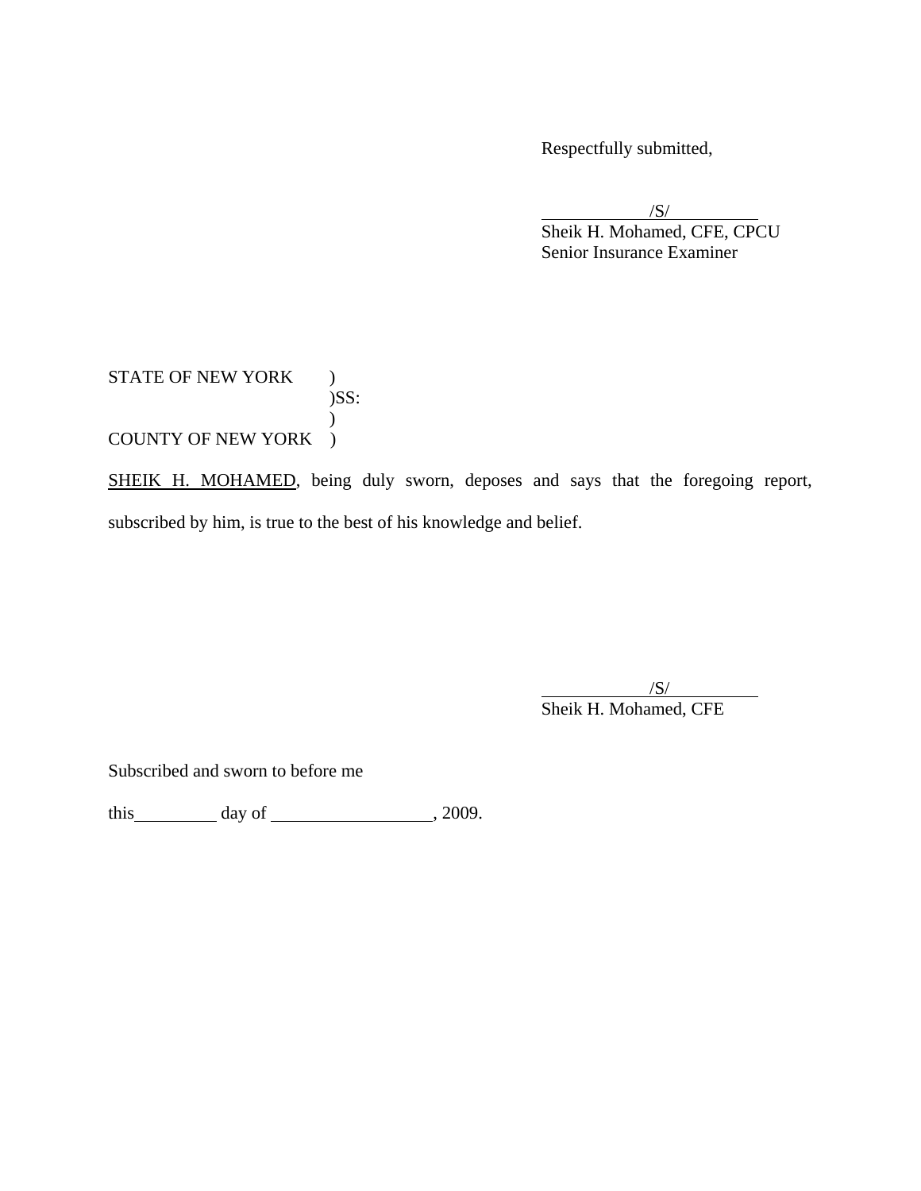Respectfully submitted,

/S/
Sheik H. Mohamed, CFE, CPCU
Senior Insurance Examiner

STATE OF NEW YORK )
)SS:
)
COUNTY OF NEW YORK )

SHEIK H. MOHAMED, being duly sworn, deposes and says that the foregoing report, subscribed by him, is true to the best of his knowledge and belief.

/S/
Sheik H. Mohamed, CFE

Subscribed and sworn to before me

this ________ day of ________________, 2009.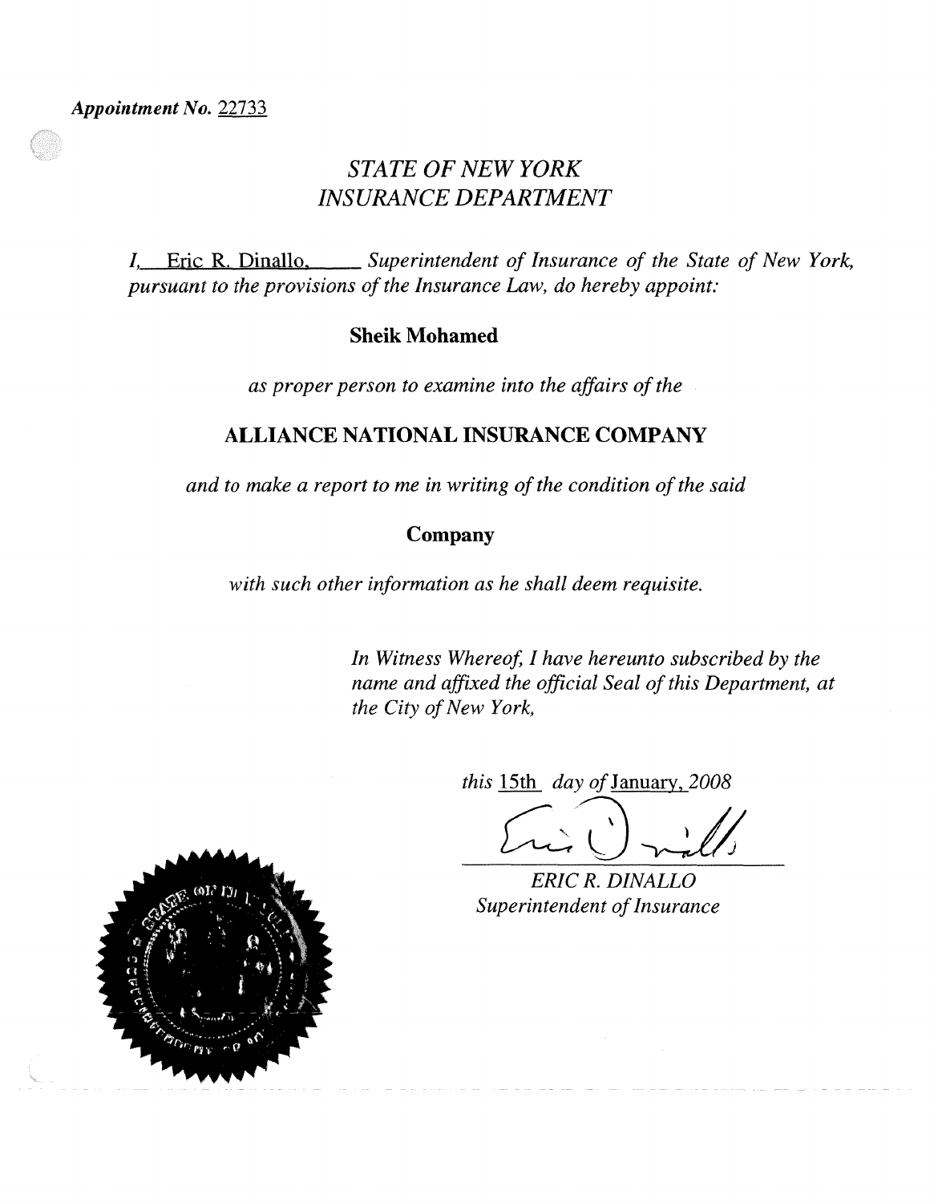*Appointment No.* 22733

## *STATE OF NEW YORK*
## *INSURANCE DEPARTMENT*

*I,* Eric R. Dinallo, *Superintendent of Insurance of the State of New York, pursuant to the provisions of the Insurance Law, do hereby appoint:*

**Sheik Mohamed**

*as proper person to examine into the affairs of the*

**ALLIANCE NATIONAL INSURANCE COMPANY**

*and to make a report to me in writing of the condition of the said*

**Company**

*with such other information as he shall deem requisite.*

*In Witness Whereof, I have hereunto subscribed by the name and affixed the official Seal of this Department, at the City of New York,*

*this* 15th *day of* January, *2008*

*ERIC R. DINALLO*
*Superintendent of Insurance*